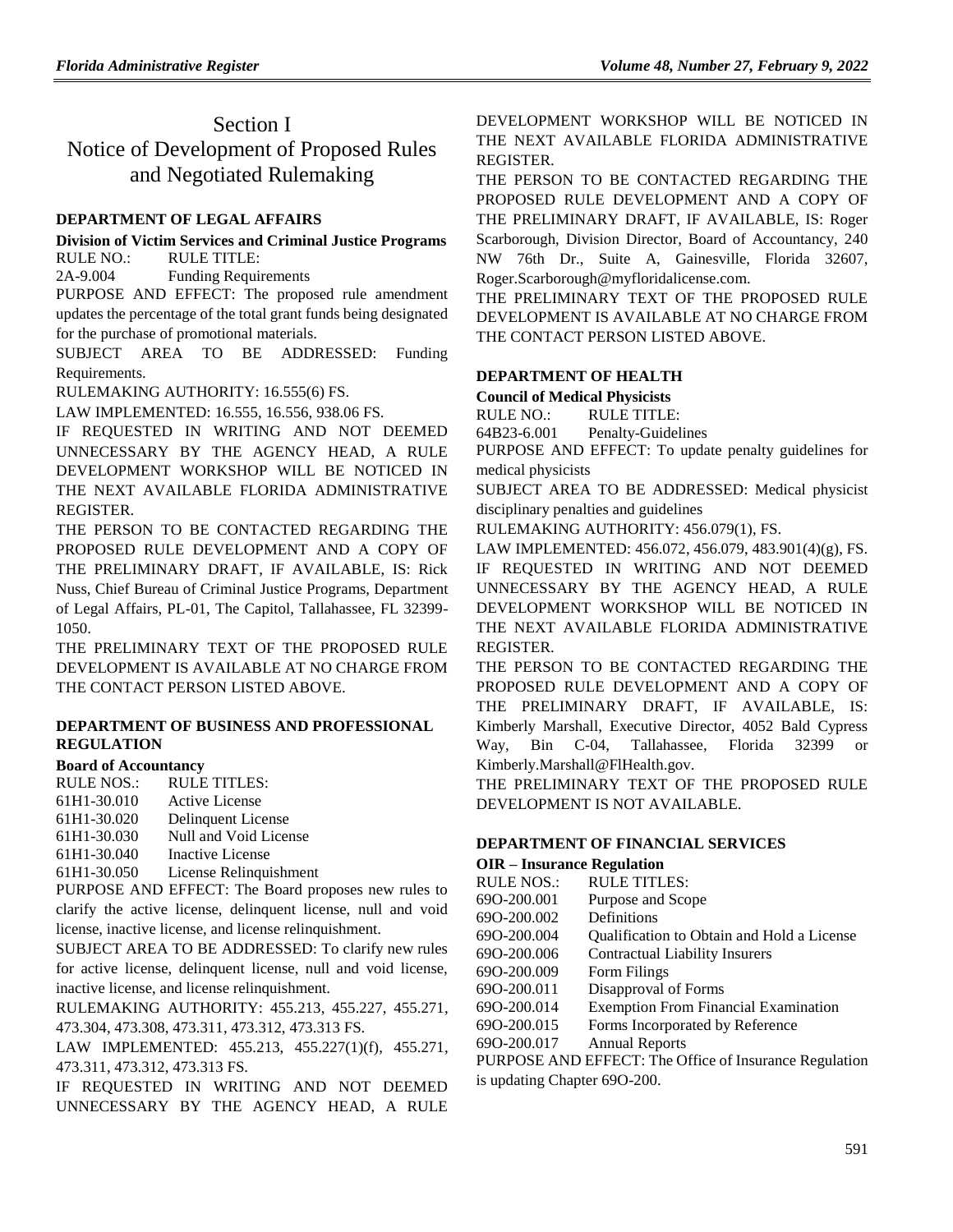# Section I
# Notice of Development of Proposed Rules and Negotiated Rulemaking

### DEPARTMENT OF LEGAL AFFAIRS

**Division of Victim Services and Criminal Justice Programs**

RULE NO.: RULE TITLE:

2A-9.004 Funding Requirements

PURPOSE AND EFFECT: The proposed rule amendment updates the percentage of the total grant funds being designated for the purchase of promotional materials.

SUBJECT AREA TO BE ADDRESSED: Funding Requirements.

RULEMAKING AUTHORITY: 16.555(6) FS.

LAW IMPLEMENTED: 16.555, 16.556, 938.06 FS.

IF REQUESTED IN WRITING AND NOT DEEMED UNNECESSARY BY THE AGENCY HEAD, A RULE DEVELOPMENT WORKSHOP WILL BE NOTICED IN THE NEXT AVAILABLE FLORIDA ADMINISTRATIVE REGISTER.

THE PERSON TO BE CONTACTED REGARDING THE PROPOSED RULE DEVELOPMENT AND A COPY OF THE PRELIMINARY DRAFT, IF AVAILABLE, IS: Rick Nuss, Chief Bureau of Criminal Justice Programs, Department of Legal Affairs, PL-01, The Capitol, Tallahassee, FL 32399-1050.

THE PRELIMINARY TEXT OF THE PROPOSED RULE DEVELOPMENT IS AVAILABLE AT NO CHARGE FROM THE CONTACT PERSON LISTED ABOVE.

### DEPARTMENT OF BUSINESS AND PROFESSIONAL REGULATION

**Board of Accountancy**

RULE NOS.: RULE TITLES:

61H1-30.010 Active License

61H1-30.020 Delinquent License

61H1-30.030 Null and Void License

61H1-30.040 Inactive License

61H1-30.050 License Relinquishment

PURPOSE AND EFFECT: The Board proposes new rules to clarify the active license, delinquent license, null and void license, inactive license, and license relinquishment.

SUBJECT AREA TO BE ADDRESSED: To clarify new rules for active license, delinquent license, null and void license, inactive license, and license relinquishment.

RULEMAKING AUTHORITY: 455.213, 455.227, 455.271, 473.304, 473.308, 473.311, 473.312, 473.313 FS.

LAW IMPLEMENTED: 455.213, 455.227(1)(f), 455.271, 473.311, 473.312, 473.313 FS.

IF REQUESTED IN WRITING AND NOT DEEMED UNNECESSARY BY THE AGENCY HEAD, A RULE DEVELOPMENT WORKSHOP WILL BE NOTICED IN THE NEXT AVAILABLE FLORIDA ADMINISTRATIVE REGISTER.

THE PERSON TO BE CONTACTED REGARDING THE PROPOSED RULE DEVELOPMENT AND A COPY OF THE PRELIMINARY DRAFT, IF AVAILABLE, IS: Roger Scarborough, Division Director, Board of Accountancy, 240 NW 76th Dr., Suite A, Gainesville, Florida 32607, Roger.Scarborough@myfloridalicense.com.

THE PRELIMINARY TEXT OF THE PROPOSED RULE DEVELOPMENT IS AVAILABLE AT NO CHARGE FROM THE CONTACT PERSON LISTED ABOVE.

### DEPARTMENT OF HEALTH

**Council of Medical Physicists**

RULE NO.: RULE TITLE:

64B23-6.001 Penalty-Guidelines

PURPOSE AND EFFECT: To update penalty guidelines for medical physicists

SUBJECT AREA TO BE ADDRESSED: Medical physicist disciplinary penalties and guidelines

RULEMAKING AUTHORITY: 456.079(1), FS.

LAW IMPLEMENTED: 456.072, 456.079, 483.901(4)(g), FS.

IF REQUESTED IN WRITING AND NOT DEEMED UNNECESSARY BY THE AGENCY HEAD, A RULE DEVELOPMENT WORKSHOP WILL BE NOTICED IN THE NEXT AVAILABLE FLORIDA ADMINISTRATIVE REGISTER.

THE PERSON TO BE CONTACTED REGARDING THE PROPOSED RULE DEVELOPMENT AND A COPY OF THE PRELIMINARY DRAFT, IF AVAILABLE, IS: Kimberly Marshall, Executive Director, 4052 Bald Cypress Way, Bin C-04, Tallahassee, Florida 32399 or Kimberly.Marshall@FlHealth.gov.

THE PRELIMINARY TEXT OF THE PROPOSED RULE DEVELOPMENT IS NOT AVAILABLE.

### DEPARTMENT OF FINANCIAL SERVICES

**OIR – Insurance Regulation**

RULE NOS.: RULE TITLES:

69O-200.001 Purpose and Scope

69O-200.002 Definitions

69O-200.004 Qualification to Obtain and Hold a License

69O-200.006 Contractual Liability Insurers

69O-200.009 Form Filings

69O-200.011 Disapproval of Forms

69O-200.014 Exemption From Financial Examination

69O-200.015 Forms Incorporated by Reference

69O-200.017 Annual Reports

PURPOSE AND EFFECT: The Office of Insurance Regulation is updating Chapter 69O-200.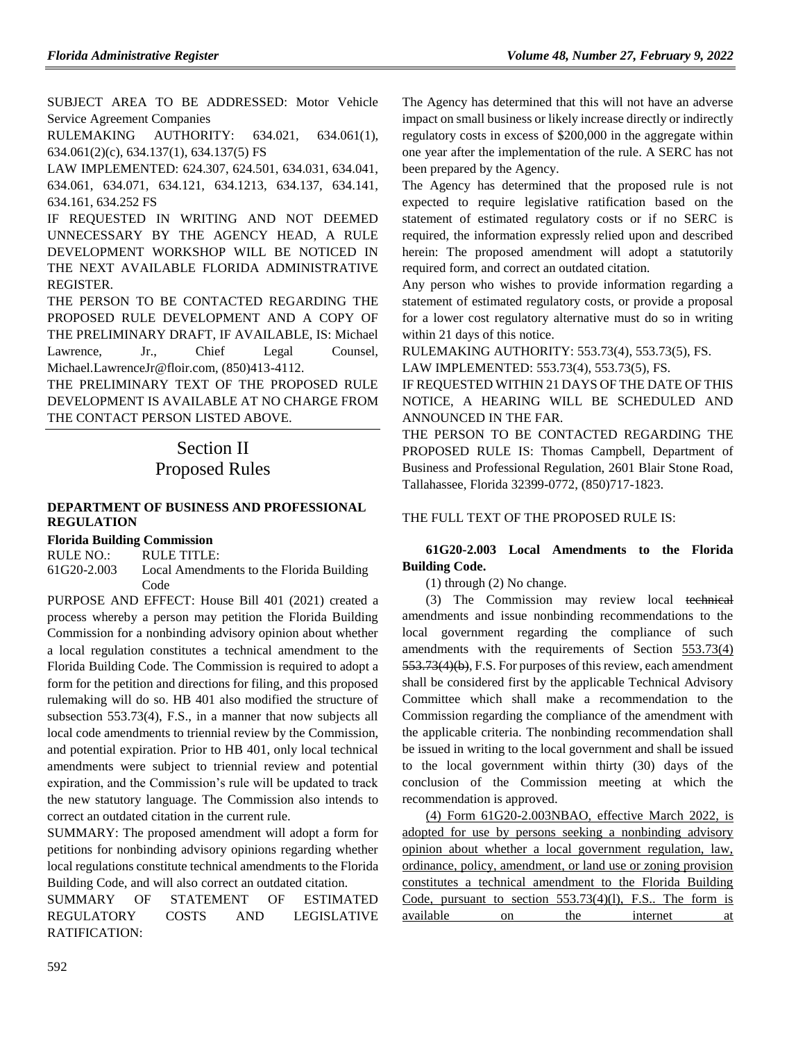SUBJECT AREA TO BE ADDRESSED: Motor Vehicle Service Agreement Companies

RULEMAKING AUTHORITY: 634.021, 634.061(1), 634.061(2)(c), 634.137(1), 634.137(5) FS

LAW IMPLEMENTED: 624.307, 624.501, 634.031, 634.041, 634.061, 634.071, 634.121, 634.1213, 634.137, 634.141, 634.161, 634.252 FS

IF REQUESTED IN WRITING AND NOT DEEMED UNNECESSARY BY THE AGENCY HEAD, A RULE DEVELOPMENT WORKSHOP WILL BE NOTICED IN THE NEXT AVAILABLE FLORIDA ADMINISTRATIVE REGISTER.

THE PERSON TO BE CONTACTED REGARDING THE PROPOSED RULE DEVELOPMENT AND A COPY OF THE PRELIMINARY DRAFT, IF AVAILABLE, IS: Michael Lawrence, Jr., Chief Legal Counsel, Michael.LawrenceJr@floir.com, (850)413-4112.

THE PRELIMINARY TEXT OF THE PROPOSED RULE DEVELOPMENT IS AVAILABLE AT NO CHARGE FROM THE CONTACT PERSON LISTED ABOVE.

# Section II
# Proposed Rules

## DEPARTMENT OF BUSINESS AND PROFESSIONAL REGULATION

### Florida Building Commission

RULE NO.: RULE TITLE:

61G20-2.003 Local Amendments to the Florida Building Code

PURPOSE AND EFFECT: House Bill 401 (2021) created a process whereby a person may petition the Florida Building Commission for a nonbinding advisory opinion about whether a local regulation constitutes a technical amendment to the Florida Building Code. The Commission is required to adopt a form for the petition and directions for filing, and this proposed rulemaking will do so. HB 401 also modified the structure of subsection 553.73(4), F.S., in a manner that now subjects all local code amendments to triennial review by the Commission, and potential expiration. Prior to HB 401, only local technical amendments were subject to triennial review and potential expiration, and the Commission's rule will be updated to track the new statutory language. The Commission also intends to correct an outdated citation in the current rule.

SUMMARY: The proposed amendment will adopt a form for petitions for nonbinding advisory opinions regarding whether local regulations constitute technical amendments to the Florida Building Code, and will also correct an outdated citation.

SUMMARY OF STATEMENT OF ESTIMATED REGULATORY COSTS AND LEGISLATIVE RATIFICATION:

The Agency has determined that this will not have an adverse impact on small business or likely increase directly or indirectly regulatory costs in excess of $200,000 in the aggregate within one year after the implementation of the rule. A SERC has not been prepared by the Agency.

The Agency has determined that the proposed rule is not expected to require legislative ratification based on the statement of estimated regulatory costs or if no SERC is required, the information expressly relied upon and described herein: The proposed amendment will adopt a statutorily required form, and correct an outdated citation.

Any person who wishes to provide information regarding a statement of estimated regulatory costs, or provide a proposal for a lower cost regulatory alternative must do so in writing within 21 days of this notice.

RULEMAKING AUTHORITY: 553.73(4), 553.73(5), FS.

LAW IMPLEMENTED: 553.73(4), 553.73(5), FS.

IF REQUESTED WITHIN 21 DAYS OF THE DATE OF THIS NOTICE, A HEARING WILL BE SCHEDULED AND ANNOUNCED IN THE FAR.

THE PERSON TO BE CONTACTED REGARDING THE PROPOSED RULE IS: Thomas Campbell, Department of Business and Professional Regulation, 2601 Blair Stone Road, Tallahassee, Florida 32399-0772, (850)717-1823.

THE FULL TEXT OF THE PROPOSED RULE IS:

**61G20-2.003 Local Amendments to the Florida Building Code.**

(1) through (2) No change.

(3) The Commission may review local ~~technical~~ amendments and issue nonbinding recommendations to the local government regarding the compliance of such amendments with the requirements of Section <u>553.73(4)</u> ~~553.73(4)(b)~~, F.S. For purposes of this review, each amendment shall be considered first by the applicable Technical Advisory Committee which shall make a recommendation to the Commission regarding the compliance of the amendment with the applicable criteria. The nonbinding recommendation shall be issued in writing to the local government and shall be issued to the local government within thirty (30) days of the conclusion of the Commission meeting at which the recommendation is approved.

<u>(4) Form 61G20-2.003NBAO, effective March 2022, is adopted for use by persons seeking a nonbinding advisory opinion about whether a local government regulation, law, ordinance, policy, amendment, or land use or zoning provision constitutes a technical amendment to the Florida Building Code, pursuant to section 553.73(4)(l), F.S.. The form is available on the internet at</u>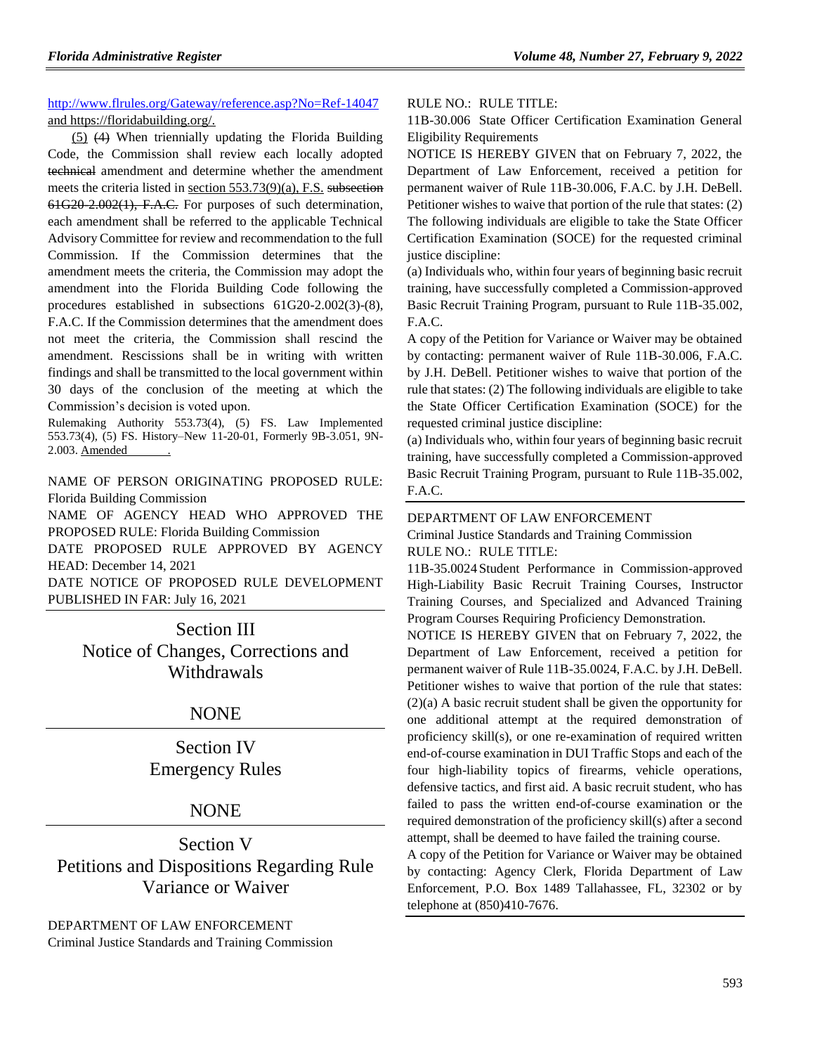http://www.flrules.org/Gateway/reference.asp?No=Ref-14047 and https://floridabuilding.org/.

(5) ~~(4)~~ When triennially updating the Florida Building Code, the Commission shall review each locally adopted ~~technical~~ amendment and determine whether the amendment meets the criteria listed in section 553.73(9)(a), F.S. ~~subsection 61G20-2.002(1), F.A.C.~~ For purposes of such determination, each amendment shall be referred to the applicable Technical Advisory Committee for review and recommendation to the full Commission. If the Commission determines that the amendment meets the criteria, the Commission may adopt the amendment into the Florida Building Code following the procedures established in subsections 61G20-2.002(3)-(8), F.A.C. If the Commission determines that the amendment does not meet the criteria, the Commission shall rescind the amendment. Rescissions shall be in writing with written findings and shall be transmitted to the local government within 30 days of the conclusion of the meeting at which the Commission's decision is voted upon.

Rulemaking Authority 553.73(4), (5) FS. Law Implemented 553.73(4), (5) FS. History–New 11-20-01, Formerly 9B-3.051, 9N-2.003. Amended ________.

NAME OF PERSON ORIGINATING PROPOSED RULE: Florida Building Commission

NAME OF AGENCY HEAD WHO APPROVED THE PROPOSED RULE: Florida Building Commission

DATE PROPOSED RULE APPROVED BY AGENCY HEAD: December 14, 2021

DATE NOTICE OF PROPOSED RULE DEVELOPMENT PUBLISHED IN FAR: July 16, 2021

# Section III Notice of Changes, Corrections and Withdrawals

NONE

# Section IV Emergency Rules

NONE

# Section V Petitions and Dispositions Regarding Rule Variance or Waiver

DEPARTMENT OF LAW ENFORCEMENT

Criminal Justice Standards and Training Commission

RULE NO.: RULE TITLE:

11B-30.006 State Officer Certification Examination General Eligibility Requirements

NOTICE IS HEREBY GIVEN that on February 7, 2022, the Department of Law Enforcement, received a petition for permanent waiver of Rule 11B-30.006, F.A.C. by J.H. DeBell. Petitioner wishes to waive that portion of the rule that states: (2) The following individuals are eligible to take the State Officer Certification Examination (SOCE) for the requested criminal justice discipline:

(a) Individuals who, within four years of beginning basic recruit training, have successfully completed a Commission-approved Basic Recruit Training Program, pursuant to Rule 11B-35.002, F.A.C.

A copy of the Petition for Variance or Waiver may be obtained by contacting: permanent waiver of Rule 11B-30.006, F.A.C. by J.H. DeBell. Petitioner wishes to waive that portion of the rule that states: (2) The following individuals are eligible to take the State Officer Certification Examination (SOCE) for the requested criminal justice discipline:

(a) Individuals who, within four years of beginning basic recruit training, have successfully completed a Commission-approved Basic Recruit Training Program, pursuant to Rule 11B-35.002, F.A.C.

---

DEPARTMENT OF LAW ENFORCEMENT

Criminal Justice Standards and Training Commission

RULE NO.: RULE TITLE:

11B-35.0024 Student Performance in Commission-approved High-Liability Basic Recruit Training Courses, Instructor Training Courses, and Specialized and Advanced Training Program Courses Requiring Proficiency Demonstration.

NOTICE IS HEREBY GIVEN that on February 7, 2022, the Department of Law Enforcement, received a petition for permanent waiver of Rule 11B-35.0024, F.A.C. by J.H. DeBell. Petitioner wishes to waive that portion of the rule that states: (2)(a) A basic recruit student shall be given the opportunity for one additional attempt at the required demonstration of proficiency skill(s), or one re-examination of required written end-of-course examination in DUI Traffic Stops and each of the four high-liability topics of firearms, vehicle operations, defensive tactics, and first aid. A basic recruit student, who has failed to pass the written end-of-course examination or the required demonstration of the proficiency skill(s) after a second attempt, shall be deemed to have failed the training course.

A copy of the Petition for Variance or Waiver may be obtained by contacting: Agency Clerk, Florida Department of Law Enforcement, P.O. Box 1489 Tallahassee, FL, 32302 or by telephone at (850)410-7676.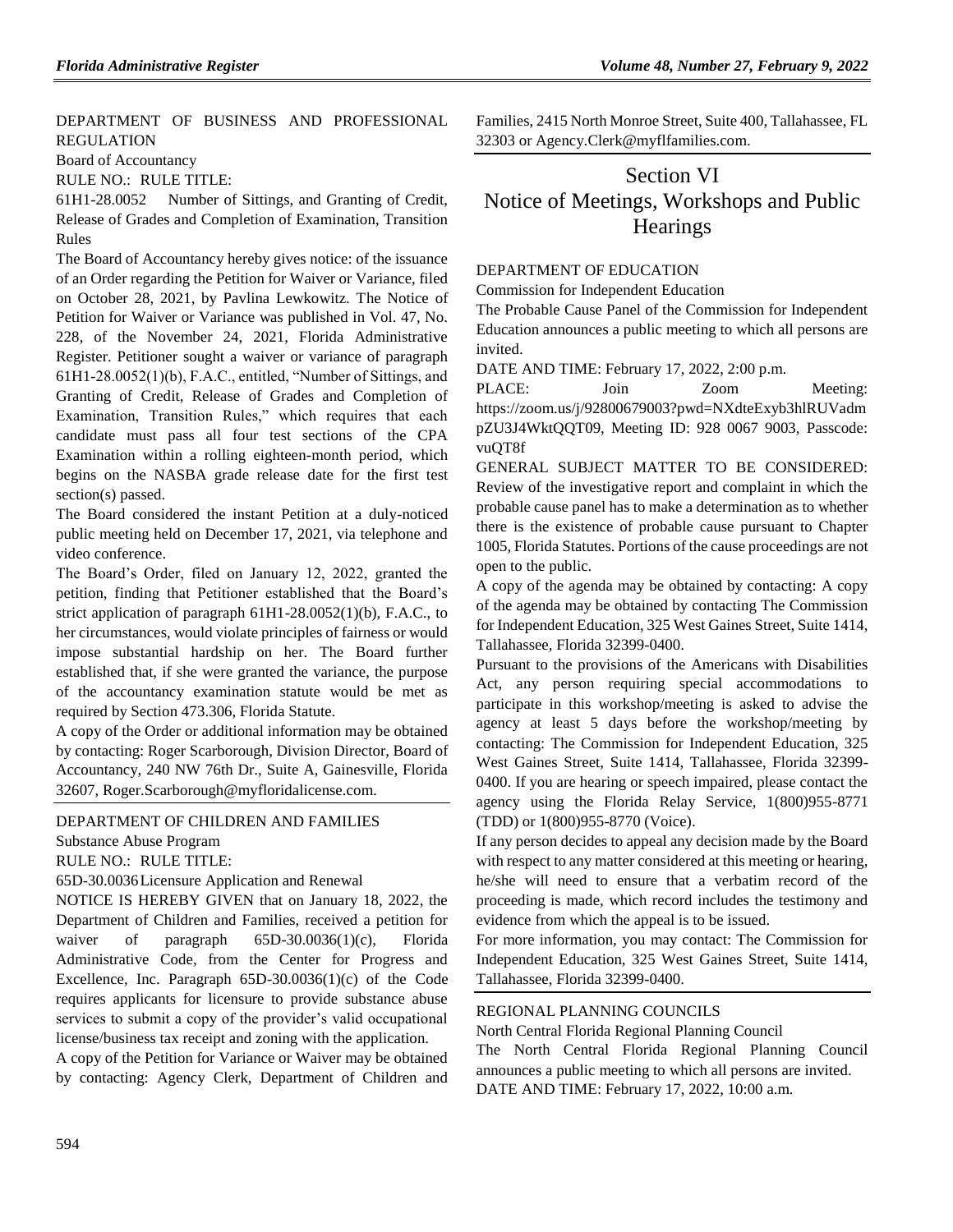DEPARTMENT OF BUSINESS AND PROFESSIONAL REGULATION

Board of Accountancy

RULE NO.: RULE TITLE:

61H1-28.0052 Number of Sittings, and Granting of Credit, Release of Grades and Completion of Examination, Transition Rules

The Board of Accountancy hereby gives notice: of the issuance of an Order regarding the Petition for Waiver or Variance, filed on October 28, 2021, by Pavlina Lewkowitz. The Notice of Petition for Waiver or Variance was published in Vol. 47, No. 228, of the November 24, 2021, Florida Administrative Register. Petitioner sought a waiver or variance of paragraph 61H1-28.0052(1)(b), F.A.C., entitled, "Number of Sittings, and Granting of Credit, Release of Grades and Completion of Examination, Transition Rules," which requires that each candidate must pass all four test sections of the CPA Examination within a rolling eighteen-month period, which begins on the NASBA grade release date for the first test section(s) passed.

The Board considered the instant Petition at a duly-noticed public meeting held on December 17, 2021, via telephone and video conference.

The Board's Order, filed on January 12, 2022, granted the petition, finding that Petitioner established that the Board's strict application of paragraph 61H1-28.0052(1)(b), F.A.C., to her circumstances, would violate principles of fairness or would impose substantial hardship on her. The Board further established that, if she were granted the variance, the purpose of the accountancy examination statute would be met as required by Section 473.306, Florida Statute.

A copy of the Order or additional information may be obtained by contacting: Roger Scarborough, Division Director, Board of Accountancy, 240 NW 76th Dr., Suite A, Gainesville, Florida 32607, Roger.Scarborough@myfloridalicense.com.

DEPARTMENT OF CHILDREN AND FAMILIES

Substance Abuse Program

RULE NO.: RULE TITLE:

65D-30.0036 Licensure Application and Renewal

NOTICE IS HEREBY GIVEN that on January 18, 2022, the Department of Children and Families, received a petition for waiver of paragraph 65D-30.0036(1)(c), Florida Administrative Code, from the Center for Progress and Excellence, Inc. Paragraph 65D-30.0036(1)(c) of the Code requires applicants for licensure to provide substance abuse services to submit a copy of the provider's valid occupational license/business tax receipt and zoning with the application.

A copy of the Petition for Variance or Waiver may be obtained by contacting: Agency Clerk, Department of Children and Families, 2415 North Monroe Street, Suite 400, Tallahassee, FL 32303 or Agency.Clerk@myflfamilies.com.

# Section VI Notice of Meetings, Workshops and Public Hearings

DEPARTMENT OF EDUCATION

Commission for Independent Education

The Probable Cause Panel of the Commission for Independent Education announces a public meeting to which all persons are invited.

DATE AND TIME: February 17, 2022, 2:00 p.m.

PLACE: Join Zoom Meeting: https://zoom.us/j/92800679003?pwd=NXdteExyb3hlRUVadmpZU3J4WktQQT09, Meeting ID: 928 0067 9003, Passcode: vuQT8f

GENERAL SUBJECT MATTER TO BE CONSIDERED: Review of the investigative report and complaint in which the probable cause panel has to make a determination as to whether there is the existence of probable cause pursuant to Chapter 1005, Florida Statutes. Portions of the cause proceedings are not open to the public.

A copy of the agenda may be obtained by contacting: A copy of the agenda may be obtained by contacting The Commission for Independent Education, 325 West Gaines Street, Suite 1414, Tallahassee, Florida 32399-0400.

Pursuant to the provisions of the Americans with Disabilities Act, any person requiring special accommodations to participate in this workshop/meeting is asked to advise the agency at least 5 days before the workshop/meeting by contacting: The Commission for Independent Education, 325 West Gaines Street, Suite 1414, Tallahassee, Florida 32399-0400. If you are hearing or speech impaired, please contact the agency using the Florida Relay Service, 1(800)955-8771 (TDD) or 1(800)955-8770 (Voice).

If any person decides to appeal any decision made by the Board with respect to any matter considered at this meeting or hearing, he/she will need to ensure that a verbatim record of the proceeding is made, which record includes the testimony and evidence from which the appeal is to be issued.

For more information, you may contact: The Commission for Independent Education, 325 West Gaines Street, Suite 1414, Tallahassee, Florida 32399-0400.

REGIONAL PLANNING COUNCILS

North Central Florida Regional Planning Council

The North Central Florida Regional Planning Council announces a public meeting to which all persons are invited.

DATE AND TIME: February 17, 2022, 10:00 a.m.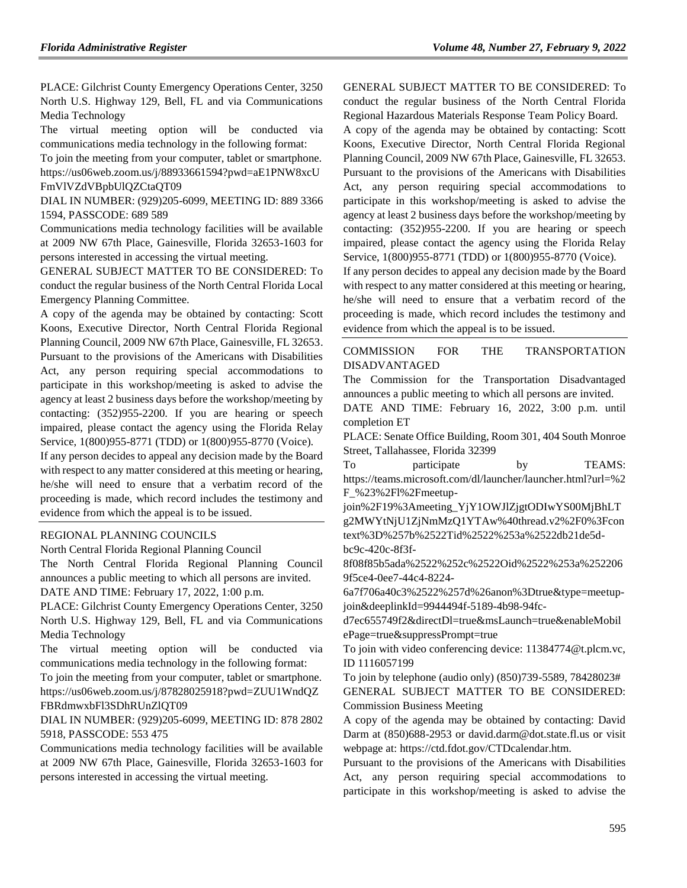PLACE: Gilchrist County Emergency Operations Center, 3250 North U.S. Highway 129, Bell, FL and via Communications Media Technology

The virtual meeting option will be conducted via communications media technology in the following format:

To join the meeting from your computer, tablet or smartphone. https://us06web.zoom.us/j/88933661594?pwd=aE1PNW8xcUFmVlVZdVBpbUlQZCtaQT09

DIAL IN NUMBER: (929)205-6099, MEETING ID: 889 3366 1594, PASSCODE: 689 589

Communications media technology facilities will be available at 2009 NW 67th Place, Gainesville, Florida 32653-1603 for persons interested in accessing the virtual meeting.

GENERAL SUBJECT MATTER TO BE CONSIDERED: To conduct the regular business of the North Central Florida Local Emergency Planning Committee.

A copy of the agenda may be obtained by contacting: Scott Koons, Executive Director, North Central Florida Regional Planning Council, 2009 NW 67th Place, Gainesville, FL 32653.

Pursuant to the provisions of the Americans with Disabilities Act, any person requiring special accommodations to participate in this workshop/meeting is asked to advise the agency at least 2 business days before the workshop/meeting by contacting: (352)955-2200. If you are hearing or speech impaired, please contact the agency using the Florida Relay Service, 1(800)955-8771 (TDD) or 1(800)955-8770 (Voice).

If any person decides to appeal any decision made by the Board with respect to any matter considered at this meeting or hearing, he/she will need to ensure that a verbatim record of the proceeding is made, which record includes the testimony and evidence from which the appeal is to be issued.

## REGIONAL PLANNING COUNCILS

North Central Florida Regional Planning Council

The North Central Florida Regional Planning Council announces a public meeting to which all persons are invited.

DATE AND TIME: February 17, 2022, 1:00 p.m.

PLACE: Gilchrist County Emergency Operations Center, 3250 North U.S. Highway 129, Bell, FL and via Communications Media Technology

The virtual meeting option will be conducted via communications media technology in the following format:

To join the meeting from your computer, tablet or smartphone. https://us06web.zoom.us/j/87828025918?pwd=ZUU1WndQZFBRdmwxbFl3SDhRUnZlQT09

DIAL IN NUMBER: (929)205-6099, MEETING ID: 878 2802 5918, PASSCODE: 553 475

Communications media technology facilities will be available at 2009 NW 67th Place, Gainesville, Florida 32653-1603 for persons interested in accessing the virtual meeting.

GENERAL SUBJECT MATTER TO BE CONSIDERED: To conduct the regular business of the North Central Florida Regional Hazardous Materials Response Team Policy Board.

A copy of the agenda may be obtained by contacting: Scott Koons, Executive Director, North Central Florida Regional Planning Council, 2009 NW 67th Place, Gainesville, FL 32653.

Pursuant to the provisions of the Americans with Disabilities Act, any person requiring special accommodations to participate in this workshop/meeting is asked to advise the agency at least 2 business days before the workshop/meeting by contacting: (352)955-2200. If you are hearing or speech impaired, please contact the agency using the Florida Relay Service, 1(800)955-8771 (TDD) or 1(800)955-8770 (Voice).

If any person decides to appeal any decision made by the Board with respect to any matter considered at this meeting or hearing, he/she will need to ensure that a verbatim record of the proceeding is made, which record includes the testimony and evidence from which the appeal is to be issued.

## COMMISSION FOR THE TRANSPORTATION DISADVANTAGED

The Commission for the Transportation Disadvantaged announces a public meeting to which all persons are invited.

DATE AND TIME: February 16, 2022, 3:00 p.m. until completion ET

PLACE: Senate Office Building, Room 301, 404 South Monroe Street, Tallahassee, Florida 32399

To participate by TEAMS: https://teams.microsoft.com/dl/launcher/launcher.html?url=%2F_%23%2Fl%2Fmeetup-join%2F19%3Ameeting_YjY1OWJlZjgtODIwYS00MjBhLTg2MWYtNjU1ZjNmMzQ1YTAw%40thread.v2%2F0%3Fcontext%3D%257b%2522Tid%2522%253a%2522db21de5d-bc9c-420c-8f3f-8f08f85b5ada%2522%252c%2522Oid%2522%253a%2522069f5ce4-0ee7-44c4-8224-6a7f706a40c3%2522%257d%26anon%3Dtrue&type=meetup-join&deeplinkId=9944494f-5189-4b98-94fc-d7ec655749f2&directDl=true&msLaunch=true&enableMobilePage=true&suppressPrompt=true

To join with video conferencing device: 11384774@t.plcm.vc, ID 1116057199

To join by telephone (audio only) (850)739-5589, 78428023#

GENERAL SUBJECT MATTER TO BE CONSIDERED: Commission Business Meeting

A copy of the agenda may be obtained by contacting: David Darm at (850)688-2953 or david.darm@dot.state.fl.us or visit webpage at: https://ctd.fdot.gov/CTDcalendar.htm.

Pursuant to the provisions of the Americans with Disabilities Act, any person requiring special accommodations to participate in this workshop/meeting is asked to advise the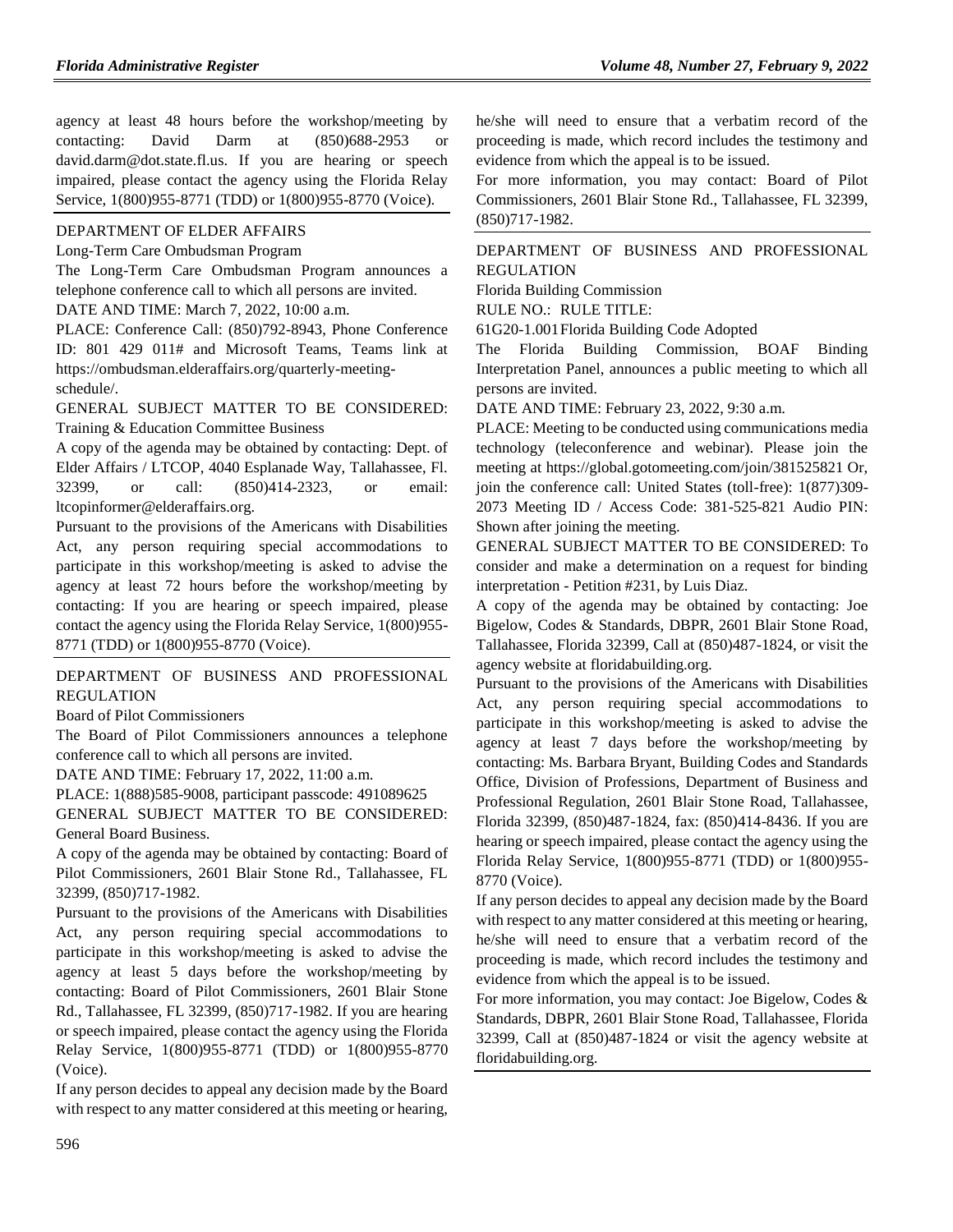agency at least 48 hours before the workshop/meeting by contacting: David Darm at (850)688-2953 or david.darm@dot.state.fl.us. If you are hearing or speech impaired, please contact the agency using the Florida Relay Service, 1(800)955-8771 (TDD) or 1(800)955-8770 (Voice).

DEPARTMENT OF ELDER AFFAIRS

Long-Term Care Ombudsman Program

The Long-Term Care Ombudsman Program announces a telephone conference call to which all persons are invited.

DATE AND TIME: March 7, 2022, 10:00 a.m.

PLACE: Conference Call: (850)792-8943, Phone Conference ID: 801 429 011# and Microsoft Teams, Teams link at https://ombudsman.elderaffairs.org/quarterly-meeting-schedule/.

GENERAL SUBJECT MATTER TO BE CONSIDERED: Training & Education Committee Business

A copy of the agenda may be obtained by contacting: Dept. of Elder Affairs / LTCOP, 4040 Esplanade Way, Tallahassee, Fl. 32399, or call: (850)414-2323, or email: ltcopinformer@elderaffairs.org.

Pursuant to the provisions of the Americans with Disabilities Act, any person requiring special accommodations to participate in this workshop/meeting is asked to advise the agency at least 72 hours before the workshop/meeting by contacting: If you are hearing or speech impaired, please contact the agency using the Florida Relay Service, 1(800)955-8771 (TDD) or 1(800)955-8770 (Voice).

DEPARTMENT OF BUSINESS AND PROFESSIONAL REGULATION

Board of Pilot Commissioners

The Board of Pilot Commissioners announces a telephone conference call to which all persons are invited.

DATE AND TIME: February 17, 2022, 11:00 a.m.

PLACE: 1(888)585-9008, participant passcode: 491089625

GENERAL SUBJECT MATTER TO BE CONSIDERED: General Board Business.

A copy of the agenda may be obtained by contacting: Board of Pilot Commissioners, 2601 Blair Stone Rd., Tallahassee, FL 32399, (850)717-1982.

Pursuant to the provisions of the Americans with Disabilities Act, any person requiring special accommodations to participate in this workshop/meeting is asked to advise the agency at least 5 days before the workshop/meeting by contacting: Board of Pilot Commissioners, 2601 Blair Stone Rd., Tallahassee, FL 32399, (850)717-1982. If you are hearing or speech impaired, please contact the agency using the Florida Relay Service, 1(800)955-8771 (TDD) or 1(800)955-8770 (Voice).

If any person decides to appeal any decision made by the Board with respect to any matter considered at this meeting or hearing, he/she will need to ensure that a verbatim record of the proceeding is made, which record includes the testimony and evidence from which the appeal is to be issued.

For more information, you may contact: Board of Pilot Commissioners, 2601 Blair Stone Rd., Tallahassee, FL 32399, (850)717-1982.

DEPARTMENT OF BUSINESS AND PROFESSIONAL REGULATION

Florida Building Commission

RULE NO.: RULE TITLE:

61G20-1.001 Florida Building Code Adopted

The Florida Building Commission, BOAF Binding Interpretation Panel, announces a public meeting to which all persons are invited.

DATE AND TIME: February 23, 2022, 9:30 a.m.

PLACE: Meeting to be conducted using communications media technology (teleconference and webinar). Please join the meeting at https://global.gotomeeting.com/join/381525821 Or, join the conference call: United States (toll-free): 1(877)309-2073 Meeting ID / Access Code: 381-525-821 Audio PIN: Shown after joining the meeting.

GENERAL SUBJECT MATTER TO BE CONSIDERED: To consider and make a determination on a request for binding interpretation - Petition #231, by Luis Diaz.

A copy of the agenda may be obtained by contacting: Joe Bigelow, Codes & Standards, DBPR, 2601 Blair Stone Road, Tallahassee, Florida 32399, Call at (850)487-1824, or visit the agency website at floridabuilding.org.

Pursuant to the provisions of the Americans with Disabilities Act, any person requiring special accommodations to participate in this workshop/meeting is asked to advise the agency at least 7 days before the workshop/meeting by contacting: Ms. Barbara Bryant, Building Codes and Standards Office, Division of Professions, Department of Business and Professional Regulation, 2601 Blair Stone Road, Tallahassee, Florida 32399, (850)487-1824, fax: (850)414-8436. If you are hearing or speech impaired, please contact the agency using the Florida Relay Service, 1(800)955-8771 (TDD) or 1(800)955-8770 (Voice).

If any person decides to appeal any decision made by the Board with respect to any matter considered at this meeting or hearing, he/she will need to ensure that a verbatim record of the proceeding is made, which record includes the testimony and evidence from which the appeal is to be issued.

For more information, you may contact: Joe Bigelow, Codes & Standards, DBPR, 2601 Blair Stone Road, Tallahassee, Florida 32399, Call at (850)487-1824 or visit the agency website at floridabuilding.org.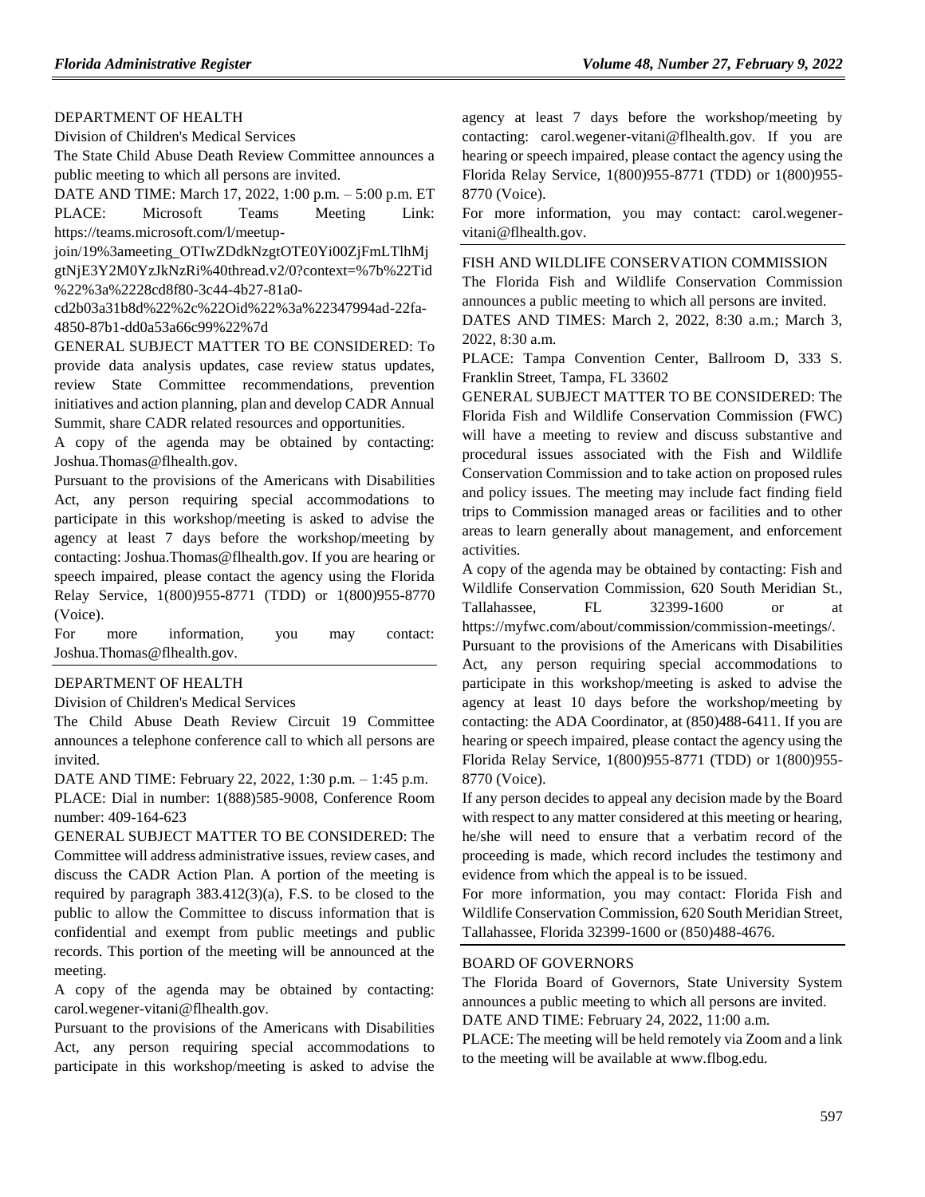DEPARTMENT OF HEALTH

Division of Children's Medical Services

The State Child Abuse Death Review Committee announces a public meeting to which all persons are invited.

DATE AND TIME: March 17, 2022, 1:00 p.m. – 5:00 p.m. ET

PLACE: Microsoft Teams Meeting Link: https://teams.microsoft.com/l/meetup-join/19%3ameeting_OTIwZDdkNzgtOTE0Yi00ZjFmLTlhMjgtNjE3Y2M0YzJkNzRi%40thread.v2/0?context=%7b%22Tid%22%3a%2228cd8f80-3c44-4b27-81a0-cd2b03a31b8d%22%2c%22Oid%22%3a%22347994ad-22fa-4850-87b1-dd0a53a66c99%22%7d

GENERAL SUBJECT MATTER TO BE CONSIDERED: To provide data analysis updates, case review status updates, review State Committee recommendations, prevention initiatives and action planning, plan and develop CADR Annual Summit, share CADR related resources and opportunities.

A copy of the agenda may be obtained by contacting: Joshua.Thomas@flhealth.gov.

Pursuant to the provisions of the Americans with Disabilities Act, any person requiring special accommodations to participate in this workshop/meeting is asked to advise the agency at least 7 days before the workshop/meeting by contacting: Joshua.Thomas@flhealth.gov. If you are hearing or speech impaired, please contact the agency using the Florida Relay Service, 1(800)955-8771 (TDD) or 1(800)955-8770 (Voice).

For more information, you may contact: Joshua.Thomas@flhealth.gov.

---

DEPARTMENT OF HEALTH

Division of Children's Medical Services

The Child Abuse Death Review Circuit 19 Committee announces a telephone conference call to which all persons are invited.

DATE AND TIME: February 22, 2022, 1:30 p.m. – 1:45 p.m.

PLACE: Dial in number: 1(888)585-9008, Conference Room number: 409-164-623

GENERAL SUBJECT MATTER TO BE CONSIDERED: The Committee will address administrative issues, review cases, and discuss the CADR Action Plan. A portion of the meeting is required by paragraph 383.412(3)(a), F.S. to be closed to the public to allow the Committee to discuss information that is confidential and exempt from public meetings and public records. This portion of the meeting will be announced at the meeting.

A copy of the agenda may be obtained by contacting: carol.wegener-vitani@flhealth.gov.

Pursuant to the provisions of the Americans with Disabilities Act, any person requiring special accommodations to participate in this workshop/meeting is asked to advise the agency at least 7 days before the workshop/meeting by contacting: carol.wegener-vitani@flhealth.gov. If you are hearing or speech impaired, please contact the agency using the Florida Relay Service, 1(800)955-8771 (TDD) or 1(800)955-8770 (Voice).

For more information, you may contact: carol.wegener-vitani@flhealth.gov.

---

FISH AND WILDLIFE CONSERVATION COMMISSION

The Florida Fish and Wildlife Conservation Commission announces a public meeting to which all persons are invited.

DATES AND TIMES: March 2, 2022, 8:30 a.m.; March 3, 2022, 8:30 a.m.

PLACE: Tampa Convention Center, Ballroom D, 333 S. Franklin Street, Tampa, FL 33602

GENERAL SUBJECT MATTER TO BE CONSIDERED: The Florida Fish and Wildlife Conservation Commission (FWC) will have a meeting to review and discuss substantive and procedural issues associated with the Fish and Wildlife Conservation Commission and to take action on proposed rules and policy issues. The meeting may include fact finding field trips to Commission managed areas or facilities and to other areas to learn generally about management, and enforcement activities.

A copy of the agenda may be obtained by contacting: Fish and Wildlife Conservation Commission, 620 South Meridian St., Tallahassee, FL 32399-1600 or at https://myfwc.com/about/commission/commission-meetings/.

Pursuant to the provisions of the Americans with Disabilities Act, any person requiring special accommodations to participate in this workshop/meeting is asked to advise the agency at least 10 days before the workshop/meeting by contacting: the ADA Coordinator, at (850)488-6411. If you are hearing or speech impaired, please contact the agency using the Florida Relay Service, 1(800)955-8771 (TDD) or 1(800)955-8770 (Voice).

If any person decides to appeal any decision made by the Board with respect to any matter considered at this meeting or hearing, he/she will need to ensure that a verbatim record of the proceeding is made, which record includes the testimony and evidence from which the appeal is to be issued.

For more information, you may contact: Florida Fish and Wildlife Conservation Commission, 620 South Meridian Street, Tallahassee, Florida 32399-1600 or (850)488-4676.

---

BOARD OF GOVERNORS

The Florida Board of Governors, State University System announces a public meeting to which all persons are invited.

DATE AND TIME: February 24, 2022, 11:00 a.m.

PLACE: The meeting will be held remotely via Zoom and a link to the meeting will be available at www.flbog.edu.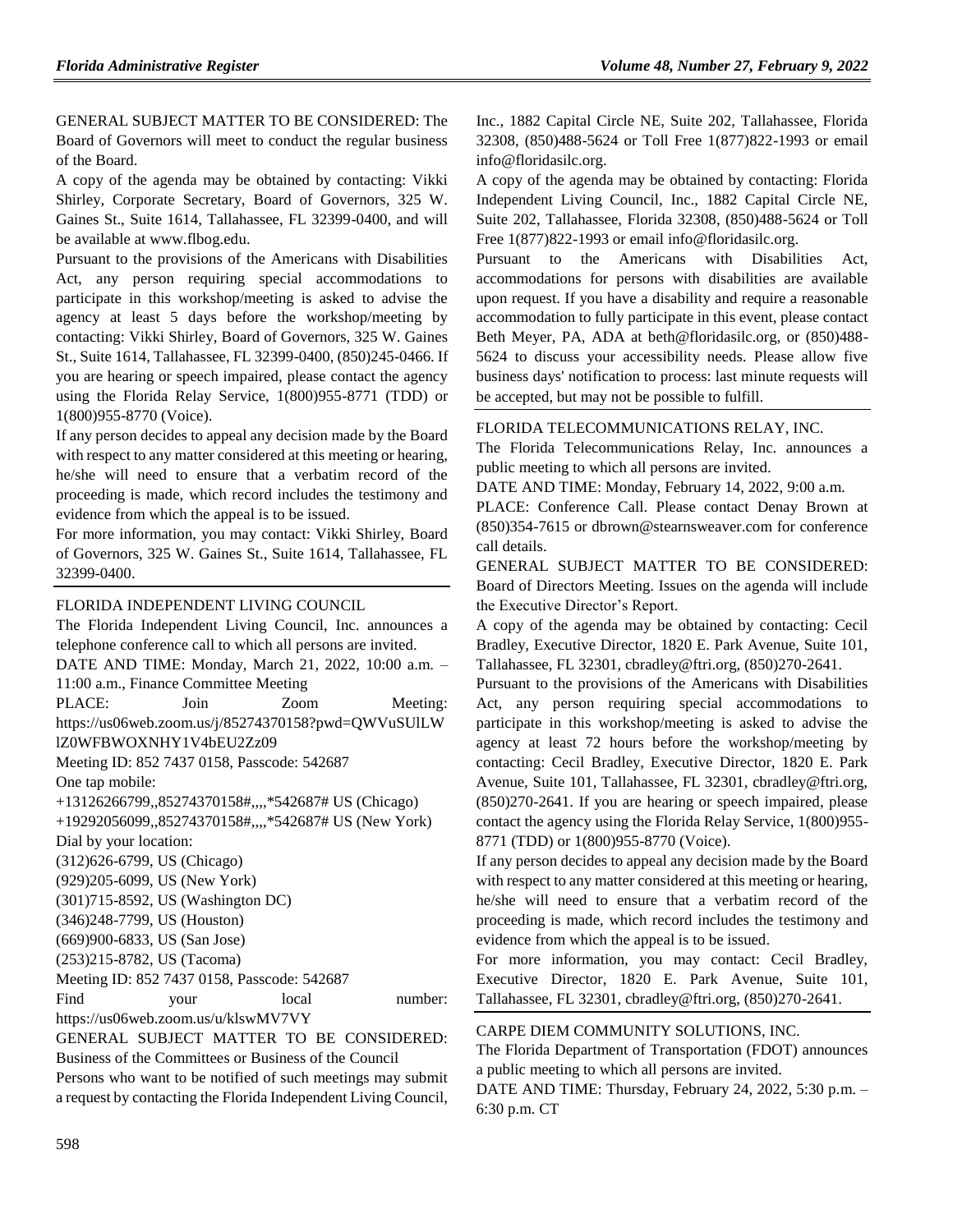GENERAL SUBJECT MATTER TO BE CONSIDERED: The Board of Governors will meet to conduct the regular business of the Board.

A copy of the agenda may be obtained by contacting: Vikki Shirley, Corporate Secretary, Board of Governors, 325 W. Gaines St., Suite 1614, Tallahassee, FL 32399-0400, and will be available at www.flbog.edu.

Pursuant to the provisions of the Americans with Disabilities Act, any person requiring special accommodations to participate in this workshop/meeting is asked to advise the agency at least 5 days before the workshop/meeting by contacting: Vikki Shirley, Board of Governors, 325 W. Gaines St., Suite 1614, Tallahassee, FL 32399-0400, (850)245-0466. If you are hearing or speech impaired, please contact the agency using the Florida Relay Service, 1(800)955-8771 (TDD) or 1(800)955-8770 (Voice).

If any person decides to appeal any decision made by the Board with respect to any matter considered at this meeting or hearing, he/she will need to ensure that a verbatim record of the proceeding is made, which record includes the testimony and evidence from which the appeal is to be issued.

For more information, you may contact: Vikki Shirley, Board of Governors, 325 W. Gaines St., Suite 1614, Tallahassee, FL 32399-0400.

## FLORIDA INDEPENDENT LIVING COUNCIL

The Florida Independent Living Council, Inc. announces a telephone conference call to which all persons are invited.

DATE AND TIME: Monday, March 21, 2022, 10:00 a.m. – 11:00 a.m., Finance Committee Meeting

PLACE: Join Zoom Meeting: https://us06web.zoom.us/j/85274370158?pwd=QWVuSUlLWlZ0WFBWOXNHY1V4bEU2Zz09

Meeting ID: 852 7437 0158, Passcode: 542687

One tap mobile:

+13126266799,,85274370158#,,,,*542687# US (Chicago)

+19292056099,,85274370158#,,,,*542687# US (New York)

Dial by your location:

(312)626-6799, US (Chicago)

(929)205-6099, US (New York)

(301)715-8592, US (Washington DC)

(346)248-7799, US (Houston)

(669)900-6833, US (San Jose)

(253)215-8782, US (Tacoma)

Meeting ID: 852 7437 0158, Passcode: 542687

Find your local number: https://us06web.zoom.us/u/klswMV7VY

GENERAL SUBJECT MATTER TO BE CONSIDERED: Business of the Committees or Business of the Council

Persons who want to be notified of such meetings may submit a request by contacting the Florida Independent Living Council, Inc., 1882 Capital Circle NE, Suite 202, Tallahassee, Florida 32308, (850)488-5624 or Toll Free 1(877)822-1993 or email info@floridasilc.org.

A copy of the agenda may be obtained by contacting: Florida Independent Living Council, Inc., 1882 Capital Circle NE, Suite 202, Tallahassee, Florida 32308, (850)488-5624 or Toll Free 1(877)822-1993 or email info@floridasilc.org.

Pursuant to the Americans with Disabilities Act, accommodations for persons with disabilities are available upon request. If you have a disability and require a reasonable accommodation to fully participate in this event, please contact Beth Meyer, PA, ADA at beth@floridasilc.org, or (850)488-5624 to discuss your accessibility needs. Please allow five business days' notification to process: last minute requests will be accepted, but may not be possible to fulfill.

## FLORIDA TELECOMMUNICATIONS RELAY, INC.

The Florida Telecommunications Relay, Inc. announces a public meeting to which all persons are invited.

DATE AND TIME: Monday, February 14, 2022, 9:00 a.m.

PLACE: Conference Call. Please contact Denay Brown at (850)354-7615 or dbrown@stearnsweaver.com for conference call details.

GENERAL SUBJECT MATTER TO BE CONSIDERED: Board of Directors Meeting. Issues on the agenda will include the Executive Director's Report.

A copy of the agenda may be obtained by contacting: Cecil Bradley, Executive Director, 1820 E. Park Avenue, Suite 101, Tallahassee, FL 32301, cbradley@ftri.org, (850)270-2641.

Pursuant to the provisions of the Americans with Disabilities Act, any person requiring special accommodations to participate in this workshop/meeting is asked to advise the agency at least 72 hours before the workshop/meeting by contacting: Cecil Bradley, Executive Director, 1820 E. Park Avenue, Suite 101, Tallahassee, FL 32301, cbradley@ftri.org, (850)270-2641. If you are hearing or speech impaired, please contact the agency using the Florida Relay Service, 1(800)955-8771 (TDD) or 1(800)955-8770 (Voice).

If any person decides to appeal any decision made by the Board with respect to any matter considered at this meeting or hearing, he/she will need to ensure that a verbatim record of the proceeding is made, which record includes the testimony and evidence from which the appeal is to be issued.

For more information, you may contact: Cecil Bradley, Executive Director, 1820 E. Park Avenue, Suite 101, Tallahassee, FL 32301, cbradley@ftri.org, (850)270-2641.

## CARPE DIEM COMMUNITY SOLUTIONS, INC.

The Florida Department of Transportation (FDOT) announces a public meeting to which all persons are invited.

DATE AND TIME: Thursday, February 24, 2022, 5:30 p.m. – 6:30 p.m. CT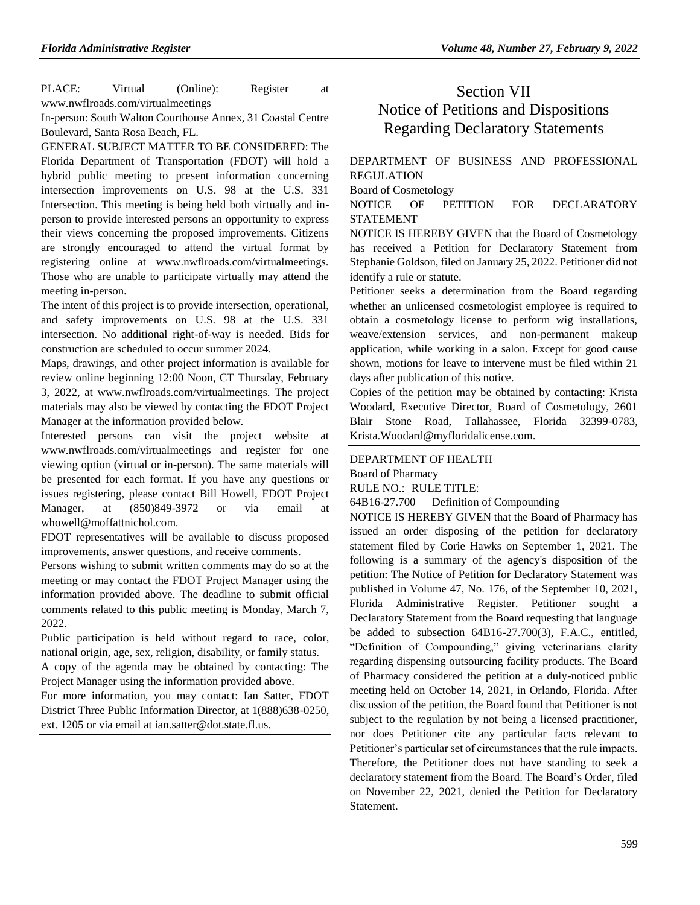PLACE: Virtual (Online): Register at www.nwflroads.com/virtualmeetings

In-person: South Walton Courthouse Annex, 31 Coastal Centre Boulevard, Santa Rosa Beach, FL.

GENERAL SUBJECT MATTER TO BE CONSIDERED: The Florida Department of Transportation (FDOT) will hold a hybrid public meeting to present information concerning intersection improvements on U.S. 98 at the U.S. 331 Intersection. This meeting is being held both virtually and in-person to provide interested persons an opportunity to express their views concerning the proposed improvements. Citizens are strongly encouraged to attend the virtual format by registering online at www.nwflroads.com/virtualmeetings. Those who are unable to participate virtually may attend the meeting in-person.

The intent of this project is to provide intersection, operational, and safety improvements on U.S. 98 at the U.S. 331 intersection. No additional right-of-way is needed. Bids for construction are scheduled to occur summer 2024.

Maps, drawings, and other project information is available for review online beginning 12:00 Noon, CT Thursday, February 3, 2022, at www.nwflroads.com/virtualmeetings. The project materials may also be viewed by contacting the FDOT Project Manager at the information provided below.

Interested persons can visit the project website at www.nwflroads.com/virtualmeetings and register for one viewing option (virtual or in-person). The same materials will be presented for each format. If you have any questions or issues registering, please contact Bill Howell, FDOT Project Manager, at (850)849-3972 or via email at whowell@moffattnichol.com.

FDOT representatives will be available to discuss proposed improvements, answer questions, and receive comments.

Persons wishing to submit written comments may do so at the meeting or may contact the FDOT Project Manager using the information provided above. The deadline to submit official comments related to this public meeting is Monday, March 7, 2022.

Public participation is held without regard to race, color, national origin, age, sex, religion, disability, or family status.

A copy of the agenda may be obtained by contacting: The Project Manager using the information provided above.

For more information, you may contact: Ian Satter, FDOT District Three Public Information Director, at 1(888)638-0250, ext. 1205 or via email at ian.satter@dot.state.fl.us.

# Section VII
# Notice of Petitions and Dispositions Regarding Declaratory Statements

DEPARTMENT OF BUSINESS AND PROFESSIONAL REGULATION

Board of Cosmetology

NOTICE OF PETITION FOR DECLARATORY STATEMENT

NOTICE IS HEREBY GIVEN that the Board of Cosmetology has received a Petition for Declaratory Statement from Stephanie Goldson, filed on January 25, 2022. Petitioner did not identify a rule or statute.

Petitioner seeks a determination from the Board regarding whether an unlicensed cosmetologist employee is required to obtain a cosmetology license to perform wig installations, weave/extension services, and non-permanent makeup application, while working in a salon. Except for good cause shown, motions for leave to intervene must be filed within 21 days after publication of this notice.

Copies of the petition may be obtained by contacting: Krista Woodard, Executive Director, Board of Cosmetology, 2601 Blair Stone Road, Tallahassee, Florida 32399-0783, Krista.Woodard@myfloridalicense.com.

DEPARTMENT OF HEALTH

Board of Pharmacy

RULE NO.: RULE TITLE:

64B16-27.700 Definition of Compounding

NOTICE IS HEREBY GIVEN that the Board of Pharmacy has issued an order disposing of the petition for declaratory statement filed by Corie Hawks on September 1, 2021. The following is a summary of the agency's disposition of the petition: The Notice of Petition for Declaratory Statement was published in Volume 47, No. 176, of the September 10, 2021, Florida Administrative Register. Petitioner sought a Declaratory Statement from the Board requesting that language be added to subsection 64B16-27.700(3), F.A.C., entitled, "Definition of Compounding," giving veterinarians clarity regarding dispensing outsourcing facility products. The Board of Pharmacy considered the petition at a duly-noticed public meeting held on October 14, 2021, in Orlando, Florida. After discussion of the petition, the Board found that Petitioner is not subject to the regulation by not being a licensed practitioner, nor does Petitioner cite any particular facts relevant to Petitioner's particular set of circumstances that the rule impacts. Therefore, the Petitioner does not have standing to seek a declaratory statement from the Board. The Board's Order, filed on November 22, 2021, denied the Petition for Declaratory Statement.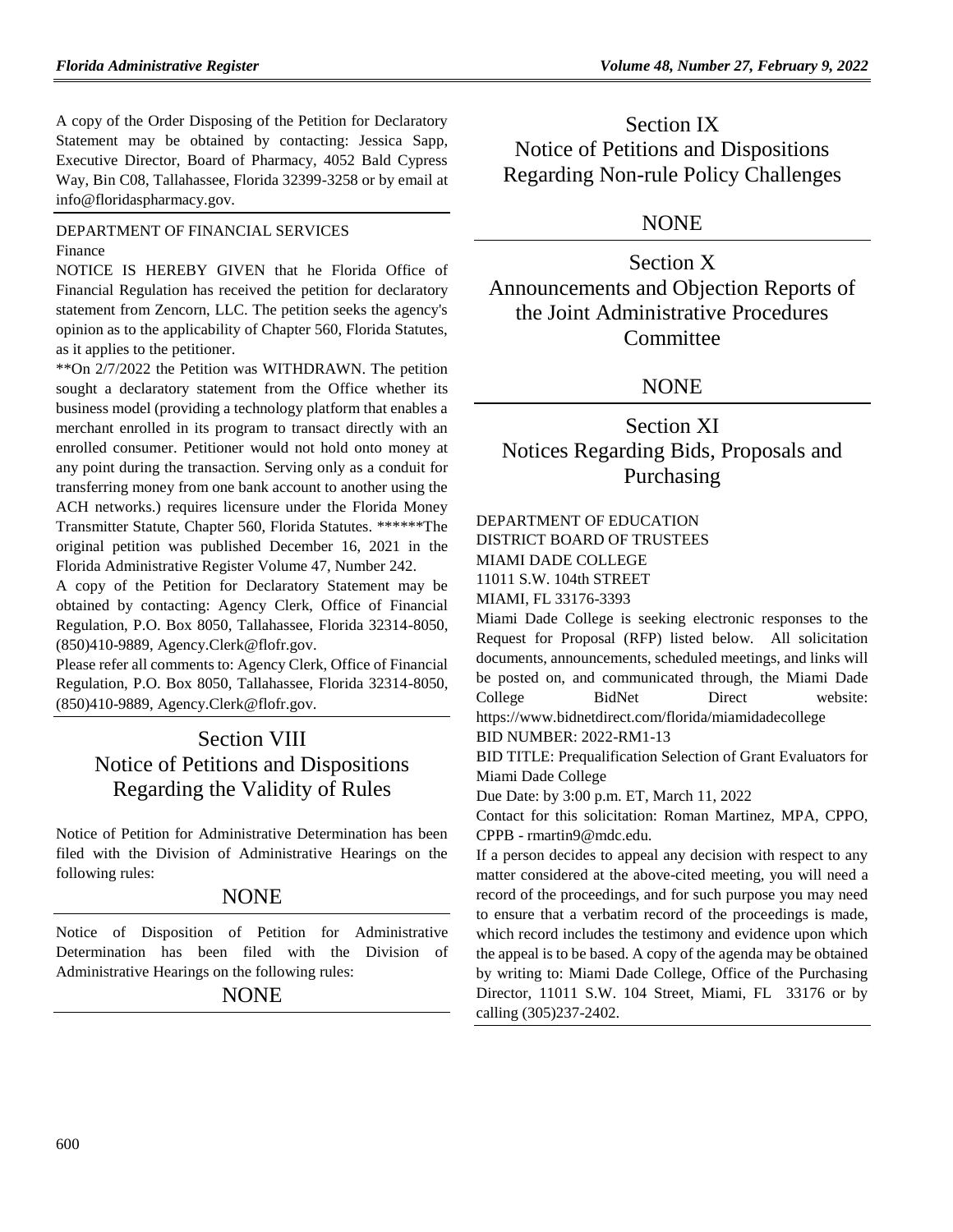A copy of the Order Disposing of the Petition for Declaratory Statement may be obtained by contacting: Jessica Sapp, Executive Director, Board of Pharmacy, 4052 Bald Cypress Way, Bin C08, Tallahassee, Florida 32399-3258 or by email at info@floridaspharmacy.gov.

DEPARTMENT OF FINANCIAL SERVICES

Finance

NOTICE IS HEREBY GIVEN that he Florida Office of Financial Regulation has received the petition for declaratory statement from Zencorn, LLC. The petition seeks the agency's opinion as to the applicability of Chapter 560, Florida Statutes, as it applies to the petitioner.

**On 2/7/2022 the Petition was WITHDRAWN. The petition sought a declaratory statement from the Office whether its business model (providing a technology platform that enables a merchant enrolled in its program to transact directly with an enrolled consumer. Petitioner would not hold onto money at any point during the transaction. Serving only as a conduit for transferring money from one bank account to another using the ACH networks.) requires licensure under the Florida Money Transmitter Statute, Chapter 560, Florida Statutes. ******The original petition was published December 16, 2021 in the Florida Administrative Register Volume 47, Number 242.

A copy of the Petition for Declaratory Statement may be obtained by contacting: Agency Clerk, Office of Financial Regulation, P.O. Box 8050, Tallahassee, Florida 32314-8050, (850)410-9889, Agency.Clerk@flofr.gov.

Please refer all comments to: Agency Clerk, Office of Financial Regulation, P.O. Box 8050, Tallahassee, Florida 32314-8050, (850)410-9889, Agency.Clerk@flofr.gov.

# Section VIII
# Notice of Petitions and Dispositions Regarding the Validity of Rules

Notice of Petition for Administrative Determination has been filed with the Division of Administrative Hearings on the following rules:

NONE

Notice of Disposition of Petition for Administrative Determination has been filed with the Division of Administrative Hearings on the following rules:

NONE

# Section IX
# Notice of Petitions and Dispositions Regarding Non-rule Policy Challenges

NONE

# Section X
# Announcements and Objection Reports of the Joint Administrative Procedures Committee

NONE

# Section XI
# Notices Regarding Bids, Proposals and Purchasing

DEPARTMENT OF EDUCATION

DISTRICT BOARD OF TRUSTEES

MIAMI DADE COLLEGE

11011 S.W. 104th STREET

MIAMI, FL 33176-3393

Miami Dade College is seeking electronic responses to the Request for Proposal (RFP) listed below. All solicitation documents, announcements, scheduled meetings, and links will be posted on, and communicated through, the Miami Dade College BidNet Direct website: https://www.bidnetdirect.com/florida/miamidadecollege

BID NUMBER: 2022-RM1-13

BID TITLE: Prequalification Selection of Grant Evaluators for Miami Dade College

Due Date: by 3:00 p.m. ET, March 11, 2022

Contact for this solicitation: Roman Martinez, MPA, CPPO, CPPB - rmartin9@mdc.edu.

If a person decides to appeal any decision with respect to any matter considered at the above-cited meeting, you will need a record of the proceedings, and for such purpose you may need to ensure that a verbatim record of the proceedings is made, which record includes the testimony and evidence upon which the appeal is to be based. A copy of the agenda may be obtained by writing to: Miami Dade College, Office of the Purchasing Director, 11011 S.W. 104 Street, Miami, FL 33176 or by calling (305)237-2402.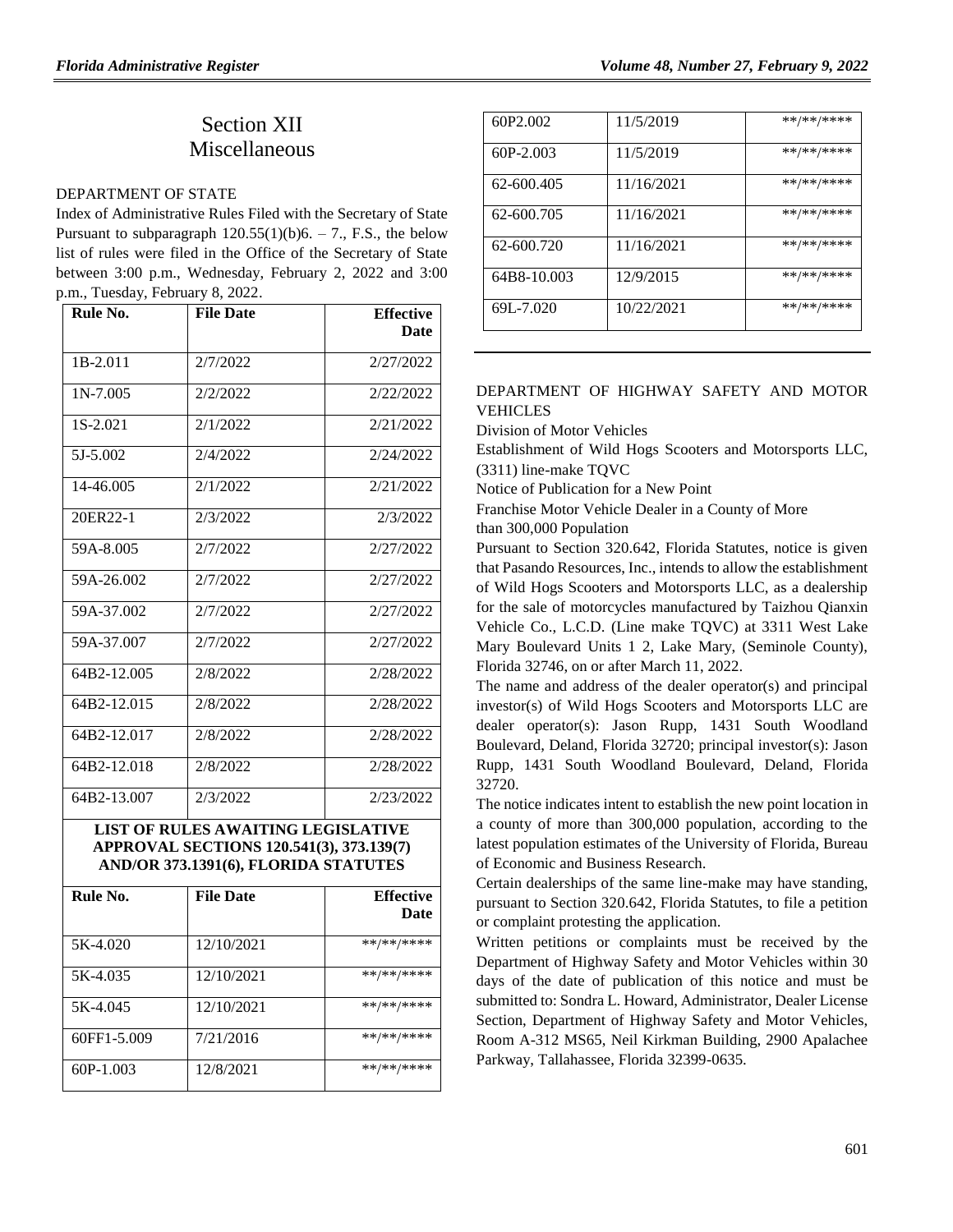# Section XII
# Miscellaneous

## DEPARTMENT OF STATE

Index of Administrative Rules Filed with the Secretary of State Pursuant to subparagraph 120.55(1)(b)6. – 7., F.S., the below list of rules were filed in the Office of the Secretary of State between 3:00 p.m., Wednesday, February 2, 2022 and 3:00 p.m., Tuesday, February 8, 2022.

| Rule No. | File Date | Effective Date |
|---|---|---|
| 1B-2.011 | 2/7/2022 | 2/27/2022 |
| 1N-7.005 | 2/2/2022 | 2/22/2022 |
| 1S-2.021 | 2/1/2022 | 2/21/2022 |
| 5J-5.002 | 2/4/2022 | 2/24/2022 |
| 14-46.005 | 2/1/2022 | 2/21/2022 |
| 20ER22-1 | 2/3/2022 | 2/3/2022 |
| 59A-8.005 | 2/7/2022 | 2/27/2022 |
| 59A-26.002 | 2/7/2022 | 2/27/2022 |
| 59A-37.002 | 2/7/2022 | 2/27/2022 |
| 59A-37.007 | 2/7/2022 | 2/27/2022 |
| 64B2-12.005 | 2/8/2022 | 2/28/2022 |
| 64B2-12.015 | 2/8/2022 | 2/28/2022 |
| 64B2-12.017 | 2/8/2022 | 2/28/2022 |
| 64B2-12.018 | 2/8/2022 | 2/28/2022 |
| 64B2-13.007 | 2/3/2022 | 2/23/2022 |

**LIST OF RULES AWAITING LEGISLATIVE APPROVAL SECTIONS 120.541(3), 373.139(7) AND/OR 373.1391(6), FLORIDA STATUTES**

| Rule No. | File Date | Effective Date |
|---|---|---|
| 5K-4.020 | 12/10/2021 | \*\*/\*\*/\*\*\*\* |
| 5K-4.035 | 12/10/2021 | \*\*/\*\*/\*\*\*\* |
| 5K-4.045 | 12/10/2021 | \*\*/\*\*/\*\*\*\* |
| 60FF1-5.009 | 7/21/2016 | \*\*/\*\*/\*\*\*\* |
| 60P-1.003 | 12/8/2021 | \*\*/\*\*/\*\*\*\* |
| 60P2.002 | 11/5/2019 | \*\*/\*\*/\*\*\*\* |
| 60P-2.003 | 11/5/2019 | \*\*/\*\*/\*\*\*\* |
| 62-600.405 | 11/16/2021 | \*\*/\*\*/\*\*\*\* |
| 62-600.705 | 11/16/2021 | \*\*/\*\*/\*\*\*\* |
| 62-600.720 | 11/16/2021 | \*\*/\*\*/\*\*\*\* |
| 64B8-10.003 | 12/9/2015 | \*\*/\*\*/\*\*\*\* |
| 69L-7.020 | 10/22/2021 | \*\*/\*\*/\*\*\*\* |

## DEPARTMENT OF HIGHWAY SAFETY AND MOTOR VEHICLES

Division of Motor Vehicles

Establishment of Wild Hogs Scooters and Motorsports LLC, (3311) line-make TQVC

Notice of Publication for a New Point

Franchise Motor Vehicle Dealer in a County of More than 300,000 Population

Pursuant to Section 320.642, Florida Statutes, notice is given that Pasando Resources, Inc., intends to allow the establishment of Wild Hogs Scooters and Motorsports LLC, as a dealership for the sale of motorcycles manufactured by Taizhou Qianxin Vehicle Co., L.C.D. (Line make TQVC) at 3311 West Lake Mary Boulevard Units 1 2, Lake Mary, (Seminole County), Florida 32746, on or after March 11, 2022.

The name and address of the dealer operator(s) and principal investor(s) of Wild Hogs Scooters and Motorsports LLC are dealer operator(s): Jason Rupp, 1431 South Woodland Boulevard, Deland, Florida 32720; principal investor(s): Jason Rupp, 1431 South Woodland Boulevard, Deland, Florida 32720.

The notice indicates intent to establish the new point location in a county of more than 300,000 population, according to the latest population estimates of the University of Florida, Bureau of Economic and Business Research.

Certain dealerships of the same line-make may have standing, pursuant to Section 320.642, Florida Statutes, to file a petition or complaint protesting the application.

Written petitions or complaints must be received by the Department of Highway Safety and Motor Vehicles within 30 days of the date of publication of this notice and must be submitted to: Sondra L. Howard, Administrator, Dealer License Section, Department of Highway Safety and Motor Vehicles, Room A-312 MS65, Neil Kirkman Building, 2900 Apalachee Parkway, Tallahassee, Florida 32399-0635.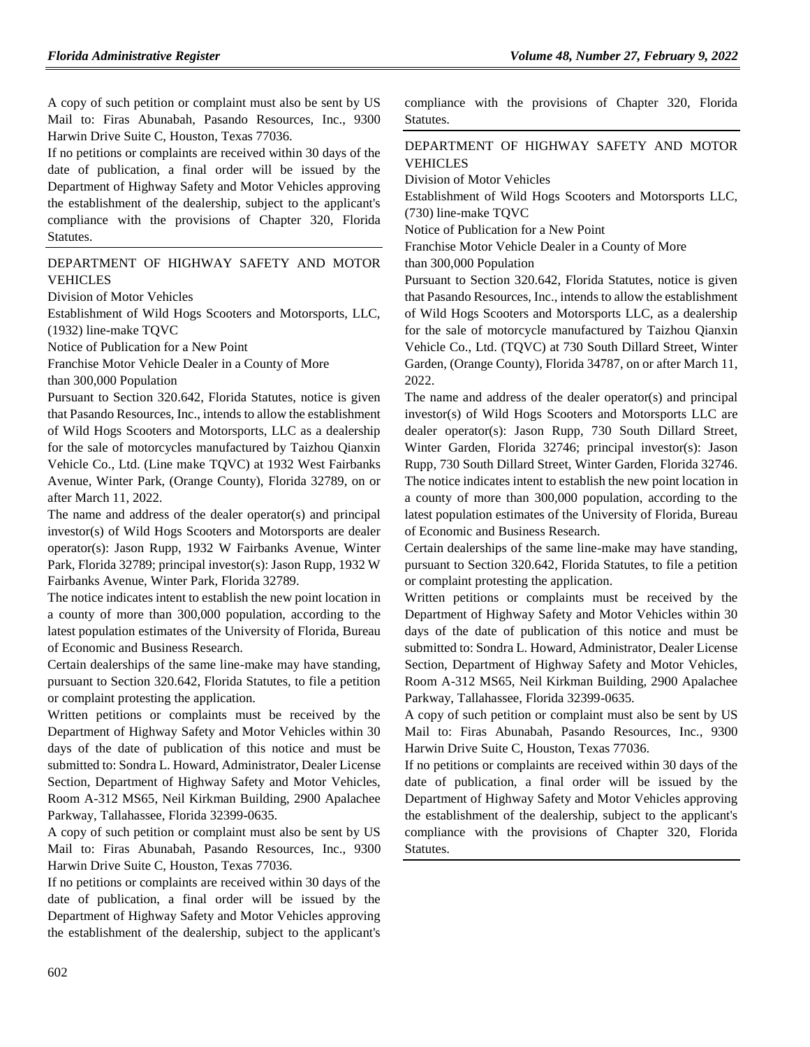A copy of such petition or complaint must also be sent by US Mail to: Firas Abunabah, Pasando Resources, Inc., 9300 Harwin Drive Suite C, Houston, Texas 77036.

If no petitions or complaints are received within 30 days of the date of publication, a final order will be issued by the Department of Highway Safety and Motor Vehicles approving the establishment of the dealership, subject to the applicant's compliance with the provisions of Chapter 320, Florida Statutes.

## DEPARTMENT OF HIGHWAY SAFETY AND MOTOR VEHICLES

Division of Motor Vehicles

Establishment of Wild Hogs Scooters and Motorsports, LLC, (1932) line-make TQVC

Notice of Publication for a New Point

Franchise Motor Vehicle Dealer in a County of More than 300,000 Population

Pursuant to Section 320.642, Florida Statutes, notice is given that Pasando Resources, Inc., intends to allow the establishment of Wild Hogs Scooters and Motorsports, LLC as a dealership for the sale of motorcycles manufactured by Taizhou Qianxin Vehicle Co., Ltd. (Line make TQVC) at 1932 West Fairbanks Avenue, Winter Park, (Orange County), Florida 32789, on or after March 11, 2022.

The name and address of the dealer operator(s) and principal investor(s) of Wild Hogs Scooters and Motorsports are dealer operator(s): Jason Rupp, 1932 W Fairbanks Avenue, Winter Park, Florida 32789; principal investor(s): Jason Rupp, 1932 W Fairbanks Avenue, Winter Park, Florida 32789.

The notice indicates intent to establish the new point location in a county of more than 300,000 population, according to the latest population estimates of the University of Florida, Bureau of Economic and Business Research.

Certain dealerships of the same line-make may have standing, pursuant to Section 320.642, Florida Statutes, to file a petition or complaint protesting the application.

Written petitions or complaints must be received by the Department of Highway Safety and Motor Vehicles within 30 days of the date of publication of this notice and must be submitted to: Sondra L. Howard, Administrator, Dealer License Section, Department of Highway Safety and Motor Vehicles, Room A-312 MS65, Neil Kirkman Building, 2900 Apalachee Parkway, Tallahassee, Florida 32399-0635.

A copy of such petition or complaint must also be sent by US Mail to: Firas Abunabah, Pasando Resources, Inc., 9300 Harwin Drive Suite C, Houston, Texas 77036.

If no petitions or complaints are received within 30 days of the date of publication, a final order will be issued by the Department of Highway Safety and Motor Vehicles approving the establishment of the dealership, subject to the applicant's compliance with the provisions of Chapter 320, Florida Statutes.

## DEPARTMENT OF HIGHWAY SAFETY AND MOTOR VEHICLES

Division of Motor Vehicles

Establishment of Wild Hogs Scooters and Motorsports LLC, (730) line-make TQVC

Notice of Publication for a New Point

Franchise Motor Vehicle Dealer in a County of More than 300,000 Population

Pursuant to Section 320.642, Florida Statutes, notice is given that Pasando Resources, Inc., intends to allow the establishment of Wild Hogs Scooters and Motorsports LLC, as a dealership for the sale of motorcycle manufactured by Taizhou Qianxin Vehicle Co., Ltd. (TQVC) at 730 South Dillard Street, Winter Garden, (Orange County), Florida 34787, on or after March 11, 2022.

The name and address of the dealer operator(s) and principal investor(s) of Wild Hogs Scooters and Motorsports LLC are dealer operator(s): Jason Rupp, 730 South Dillard Street, Winter Garden, Florida 32746; principal investor(s): Jason Rupp, 730 South Dillard Street, Winter Garden, Florida 32746.

The notice indicates intent to establish the new point location in a county of more than 300,000 population, according to the latest population estimates of the University of Florida, Bureau of Economic and Business Research.

Certain dealerships of the same line-make may have standing, pursuant to Section 320.642, Florida Statutes, to file a petition or complaint protesting the application.

Written petitions or complaints must be received by the Department of Highway Safety and Motor Vehicles within 30 days of the date of publication of this notice and must be submitted to: Sondra L. Howard, Administrator, Dealer License Section, Department of Highway Safety and Motor Vehicles, Room A-312 MS65, Neil Kirkman Building, 2900 Apalachee Parkway, Tallahassee, Florida 32399-0635.

A copy of such petition or complaint must also be sent by US Mail to: Firas Abunabah, Pasando Resources, Inc., 9300 Harwin Drive Suite C, Houston, Texas 77036.

If no petitions or complaints are received within 30 days of the date of publication, a final order will be issued by the Department of Highway Safety and Motor Vehicles approving the establishment of the dealership, subject to the applicant's compliance with the provisions of Chapter 320, Florida Statutes.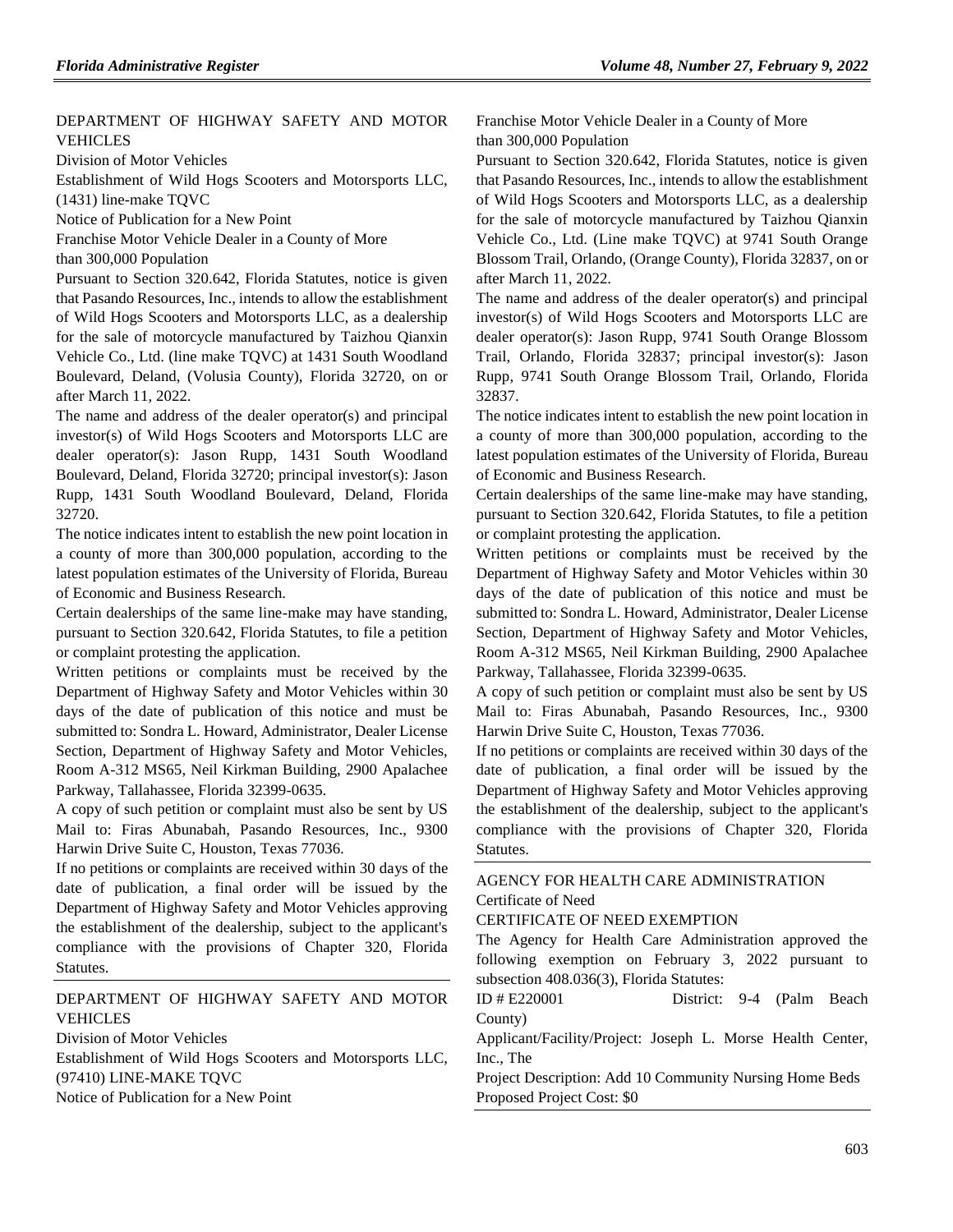## DEPARTMENT OF HIGHWAY SAFETY AND MOTOR VEHICLES

### Division of Motor Vehicles

Establishment of Wild Hogs Scooters and Motorsports LLC, (1431) line-make TQVC

Notice of Publication for a New Point

Franchise Motor Vehicle Dealer in a County of More than 300,000 Population

Pursuant to Section 320.642, Florida Statutes, notice is given that Pasando Resources, Inc., intends to allow the establishment of Wild Hogs Scooters and Motorsports LLC, as a dealership for the sale of motorcycle manufactured by Taizhou Qianxin Vehicle Co., Ltd. (line make TQVC) at 1431 South Woodland Boulevard, Deland, (Volusia County), Florida 32720, on or after March 11, 2022.

The name and address of the dealer operator(s) and principal investor(s) of Wild Hogs Scooters and Motorsports LLC are dealer operator(s): Jason Rupp, 1431 South Woodland Boulevard, Deland, Florida 32720; principal investor(s): Jason Rupp, 1431 South Woodland Boulevard, Deland, Florida 32720.

The notice indicates intent to establish the new point location in a county of more than 300,000 population, according to the latest population estimates of the University of Florida, Bureau of Economic and Business Research.

Certain dealerships of the same line-make may have standing, pursuant to Section 320.642, Florida Statutes, to file a petition or complaint protesting the application.

Written petitions or complaints must be received by the Department of Highway Safety and Motor Vehicles within 30 days of the date of publication of this notice and must be submitted to: Sondra L. Howard, Administrator, Dealer License Section, Department of Highway Safety and Motor Vehicles, Room A-312 MS65, Neil Kirkman Building, 2900 Apalachee Parkway, Tallahassee, Florida 32399-0635.

A copy of such petition or complaint must also be sent by US Mail to: Firas Abunabah, Pasando Resources, Inc., 9300 Harwin Drive Suite C, Houston, Texas 77036.

If no petitions or complaints are received within 30 days of the date of publication, a final order will be issued by the Department of Highway Safety and Motor Vehicles approving the establishment of the dealership, subject to the applicant's compliance with the provisions of Chapter 320, Florida Statutes.

## DEPARTMENT OF HIGHWAY SAFETY AND MOTOR VEHICLES

### Division of Motor Vehicles

Establishment of Wild Hogs Scooters and Motorsports LLC, (97410) LINE-MAKE TQVC

Notice of Publication for a New Point

Franchise Motor Vehicle Dealer in a County of More than 300,000 Population

Pursuant to Section 320.642, Florida Statutes, notice is given that Pasando Resources, Inc., intends to allow the establishment of Wild Hogs Scooters and Motorsports LLC, as a dealership for the sale of motorcycle manufactured by Taizhou Qianxin Vehicle Co., Ltd. (Line make TQVC) at 9741 South Orange Blossom Trail, Orlando, (Orange County), Florida 32837, on or after March 11, 2022.

The name and address of the dealer operator(s) and principal investor(s) of Wild Hogs Scooters and Motorsports LLC are dealer operator(s): Jason Rupp, 9741 South Orange Blossom Trail, Orlando, Florida 32837; principal investor(s): Jason Rupp, 9741 South Orange Blossom Trail, Orlando, Florida 32837.

The notice indicates intent to establish the new point location in a county of more than 300,000 population, according to the latest population estimates of the University of Florida, Bureau of Economic and Business Research.

Certain dealerships of the same line-make may have standing, pursuant to Section 320.642, Florida Statutes, to file a petition or complaint protesting the application.

Written petitions or complaints must be received by the Department of Highway Safety and Motor Vehicles within 30 days of the date of publication of this notice and must be submitted to: Sondra L. Howard, Administrator, Dealer License Section, Department of Highway Safety and Motor Vehicles, Room A-312 MS65, Neil Kirkman Building, 2900 Apalachee Parkway, Tallahassee, Florida 32399-0635.

A copy of such petition or complaint must also be sent by US Mail to: Firas Abunabah, Pasando Resources, Inc., 9300 Harwin Drive Suite C, Houston, Texas 77036.

If no petitions or complaints are received within 30 days of the date of publication, a final order will be issued by the Department of Highway Safety and Motor Vehicles approving the establishment of the dealership, subject to the applicant's compliance with the provisions of Chapter 320, Florida Statutes.

## AGENCY FOR HEALTH CARE ADMINISTRATION

### Certificate of Need

CERTIFICATE OF NEED EXEMPTION

The Agency for Health Care Administration approved the following exemption on February 3, 2022 pursuant to subsection 408.036(3), Florida Statutes:

ID # E220001 District: 9-4 (Palm Beach County)

Applicant/Facility/Project: Joseph L. Morse Health Center, Inc., The

Project Description: Add 10 Community Nursing Home Beds

Proposed Project Cost: $0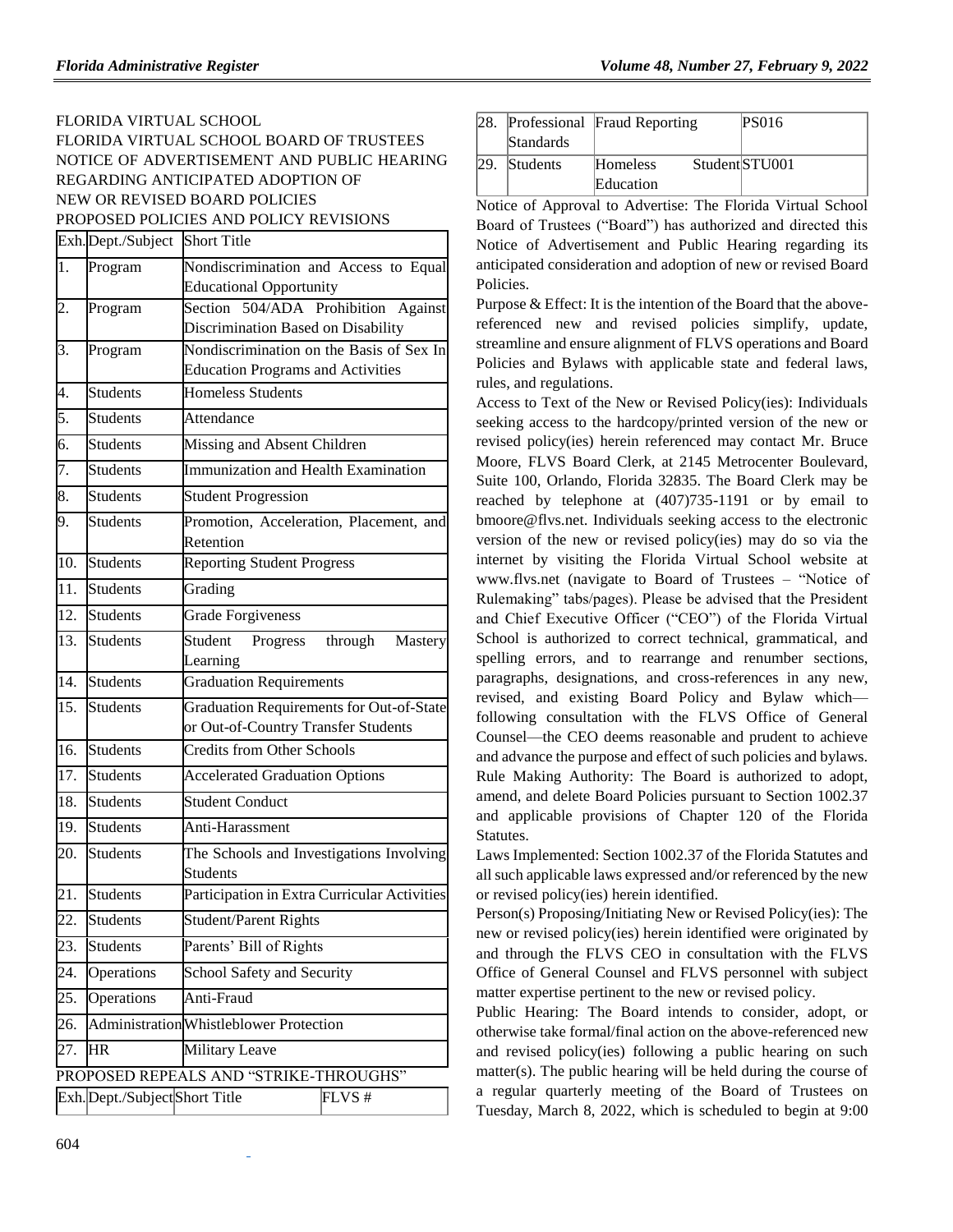FLORIDA VIRTUAL SCHOOL

FLORIDA VIRTUAL SCHOOL BOARD OF TRUSTEES

NOTICE OF ADVERTISEMENT AND PUBLIC HEARING REGARDING ANTICIPATED ADOPTION OF NEW OR REVISED BOARD POLICIES

PROPOSED POLICIES AND POLICY REVISIONS

| Exh. | Dept./Subject | Short Title |
|---|---|---|
| 1. | Program | Nondiscrimination and Access to Equal Educational Opportunity |
| 2. | Program | Section 504/ADA Prohibition Against Discrimination Based on Disability |
| 3. | Program | Nondiscrimination on the Basis of Sex In Education Programs and Activities |
| 4. | Students | Homeless Students |
| 5. | Students | Attendance |
| 6. | Students | Missing and Absent Children |
| 7. | Students | Immunization and Health Examination |
| 8. | Students | Student Progression |
| 9. | Students | Promotion, Acceleration, Placement, and Retention |
| 10. | Students | Reporting Student Progress |
| 11. | Students | Grading |
| 12. | Students | Grade Forgiveness |
| 13. | Students | Student Progress through Mastery Learning |
| 14. | Students | Graduation Requirements |
| 15. | Students | Graduation Requirements for Out-of-State or Out-of-Country Transfer Students |
| 16. | Students | Credits from Other Schools |
| 17. | Students | Accelerated Graduation Options |
| 18. | Students | Student Conduct |
| 19. | Students | Anti-Harassment |
| 20. | Students | The Schools and Investigations Involving Students |
| 21. | Students | Participation in Extra Curricular Activities |
| 22. | Students | Student/Parent Rights |
| 23. | Students | Parents' Bill of Rights |
| 24. | Operations | School Safety and Security |
| 25. | Operations | Anti-Fraud |
| 26. | Administration | Whistleblower Protection |
| 27. | HR | Military Leave |

PROPOSED REPEALS AND "STRIKE-THROUGHS"

| Exh. | Dept./Subject | Short Title | FLVS # |
|---|---|---|---|
| 28. | Professional Standards | Fraud Reporting | PS016 |
| 29. | Students | Homeless Student Education | STU001 |

Notice of Approval to Advertise: The Florida Virtual School Board of Trustees ("Board") has authorized and directed this Notice of Advertisement and Public Hearing regarding its anticipated consideration and adoption of new or revised Board Policies.

Purpose & Effect: It is the intention of the Board that the above-referenced new and revised policies simplify, update, streamline and ensure alignment of FLVS operations and Board Policies and Bylaws with applicable state and federal laws, rules, and regulations.

Access to Text of the New or Revised Policy(ies): Individuals seeking access to the hardcopy/printed version of the new or revised policy(ies) herein referenced may contact Mr. Bruce Moore, FLVS Board Clerk, at 2145 Metrocenter Boulevard, Suite 100, Orlando, Florida 32835. The Board Clerk may be reached by telephone at (407)735-1191 or by email to bmoore@flvs.net. Individuals seeking access to the electronic version of the new or revised policy(ies) may do so via the internet by visiting the Florida Virtual School website at www.flvs.net (navigate to Board of Trustees – "Notice of Rulemaking" tabs/pages). Please be advised that the President and Chief Executive Officer ("CEO") of the Florida Virtual School is authorized to correct technical, grammatical, and spelling errors, and to rearrange and renumber sections, paragraphs, designations, and cross-references in any new, revised, and existing Board Policy and Bylaw which—following consultation with the FLVS Office of General Counsel—the CEO deems reasonable and prudent to achieve and advance the purpose and effect of such policies and bylaws.

Rule Making Authority: The Board is authorized to adopt, amend, and delete Board Policies pursuant to Section 1002.37 and applicable provisions of Chapter 120 of the Florida Statutes.

Laws Implemented: Section 1002.37 of the Florida Statutes and all such applicable laws expressed and/or referenced by the new or revised policy(ies) herein identified.

Person(s) Proposing/Initiating New or Revised Policy(ies): The new or revised policy(ies) herein identified were originated by and through the FLVS CEO in consultation with the FLVS Office of General Counsel and FLVS personnel with subject matter expertise pertinent to the new or revised policy.

Public Hearing: The Board intends to consider, adopt, or otherwise take formal/final action on the above-referenced new and revised policy(ies) following a public hearing on such matter(s). The public hearing will be held during the course of a regular quarterly meeting of the Board of Trustees on Tuesday, March 8, 2022, which is scheduled to begin at 9:00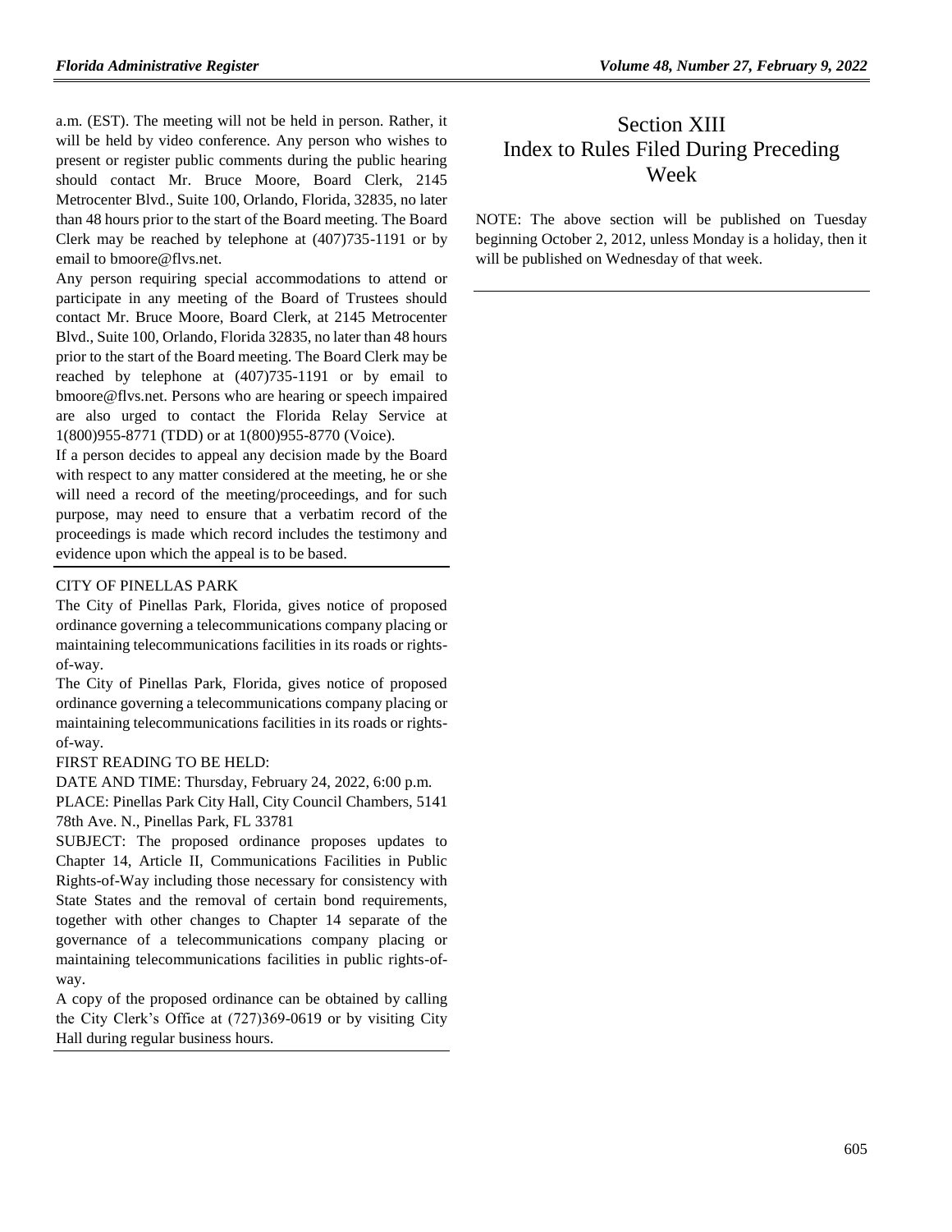a.m. (EST). The meeting will not be held in person. Rather, it will be held by video conference. Any person who wishes to present or register public comments during the public hearing should contact Mr. Bruce Moore, Board Clerk, 2145 Metrocenter Blvd., Suite 100, Orlando, Florida, 32835, no later than 48 hours prior to the start of the Board meeting. The Board Clerk may be reached by telephone at (407)735-1191 or by email to bmoore@flvs.net.

Any person requiring special accommodations to attend or participate in any meeting of the Board of Trustees should contact Mr. Bruce Moore, Board Clerk, at 2145 Metrocenter Blvd., Suite 100, Orlando, Florida 32835, no later than 48 hours prior to the start of the Board meeting. The Board Clerk may be reached by telephone at (407)735-1191 or by email to bmoore@flvs.net. Persons who are hearing or speech impaired are also urged to contact the Florida Relay Service at 1(800)955-8771 (TDD) or at 1(800)955-8770 (Voice).

If a person decides to appeal any decision made by the Board with respect to any matter considered at the meeting, he or she will need a record of the meeting/proceedings, and for such purpose, may need to ensure that a verbatim record of the proceedings is made which record includes the testimony and evidence upon which the appeal is to be based.

CITY OF PINELLAS PARK

The City of Pinellas Park, Florida, gives notice of proposed ordinance governing a telecommunications company placing or maintaining telecommunications facilities in its roads or rights-of-way.

The City of Pinellas Park, Florida, gives notice of proposed ordinance governing a telecommunications company placing or maintaining telecommunications facilities in its roads or rights-of-way.

FIRST READING TO BE HELD:

DATE AND TIME: Thursday, February 24, 2022, 6:00 p.m.

PLACE: Pinellas Park City Hall, City Council Chambers, 5141 78th Ave. N., Pinellas Park, FL 33781

SUBJECT: The proposed ordinance proposes updates to Chapter 14, Article II, Communications Facilities in Public Rights-of-Way including those necessary for consistency with State States and the removal of certain bond requirements, together with other changes to Chapter 14 separate of the governance of a telecommunications company placing or maintaining telecommunications facilities in public rights-of-way.

A copy of the proposed ordinance can be obtained by calling the City Clerk's Office at (727)369-0619 or by visiting City Hall during regular business hours.

# Section XIII
# Index to Rules Filed During Preceding Week

NOTE: The above section will be published on Tuesday beginning October 2, 2012, unless Monday is a holiday, then it will be published on Wednesday of that week.